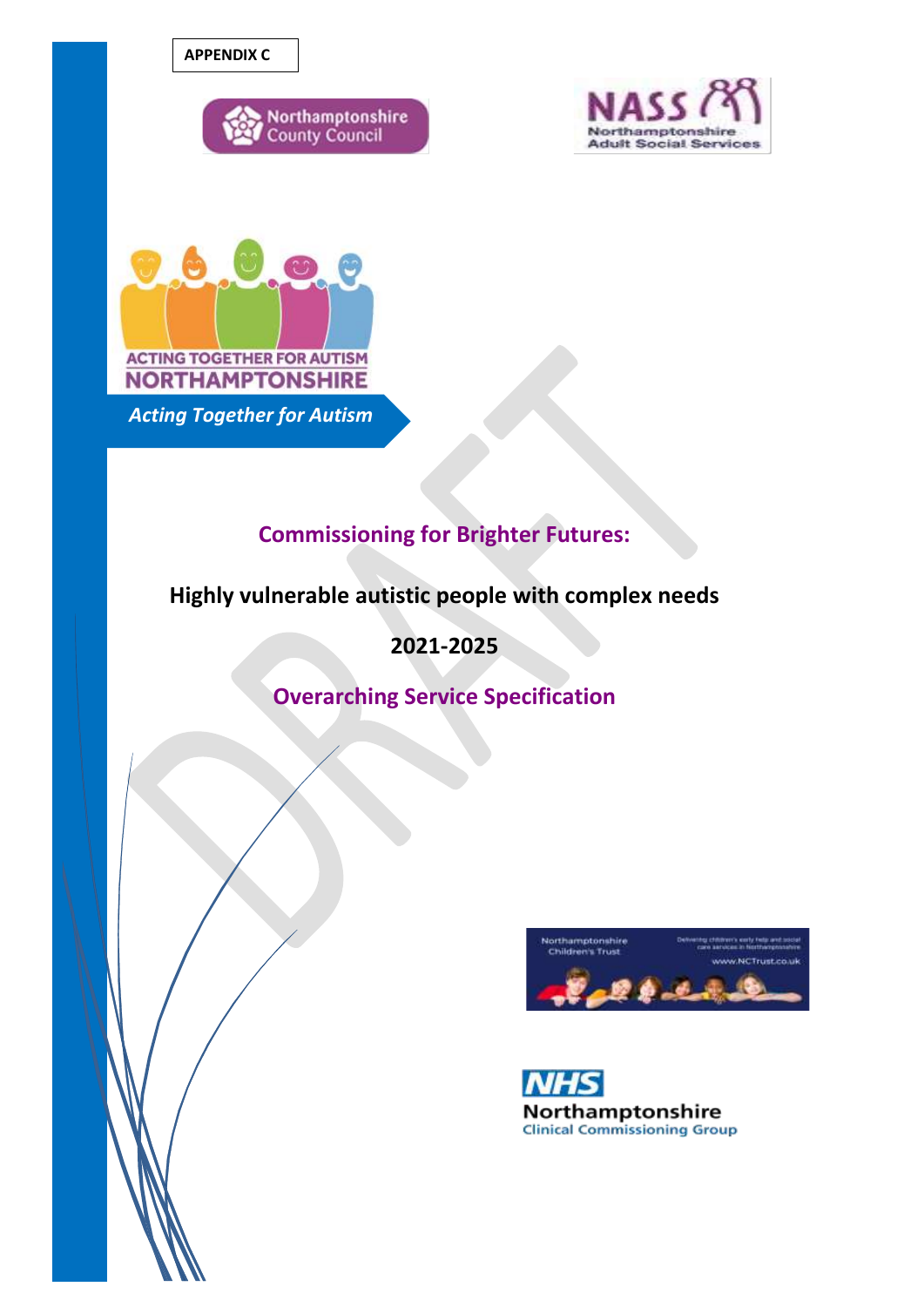**APPENDIX C**

Northamptonshire County Council

NASS Northamptonshire Adult Social Services

ACTING TOGETHER FOR AUTISM NORTHAMPTONSHIRE

*Acting Together for Autism*

# Commissioning for Brighter Futures:

## Highly vulnerable autistic people with complex needs

## 2021-2025

## Overarching Service Specification

Northamptonshire Children's Trust

Delivering children's early help and social care services in Northamptonshire

www.NCTrust.co.uk

NHS Northamptonshire Clinical Commissioning Group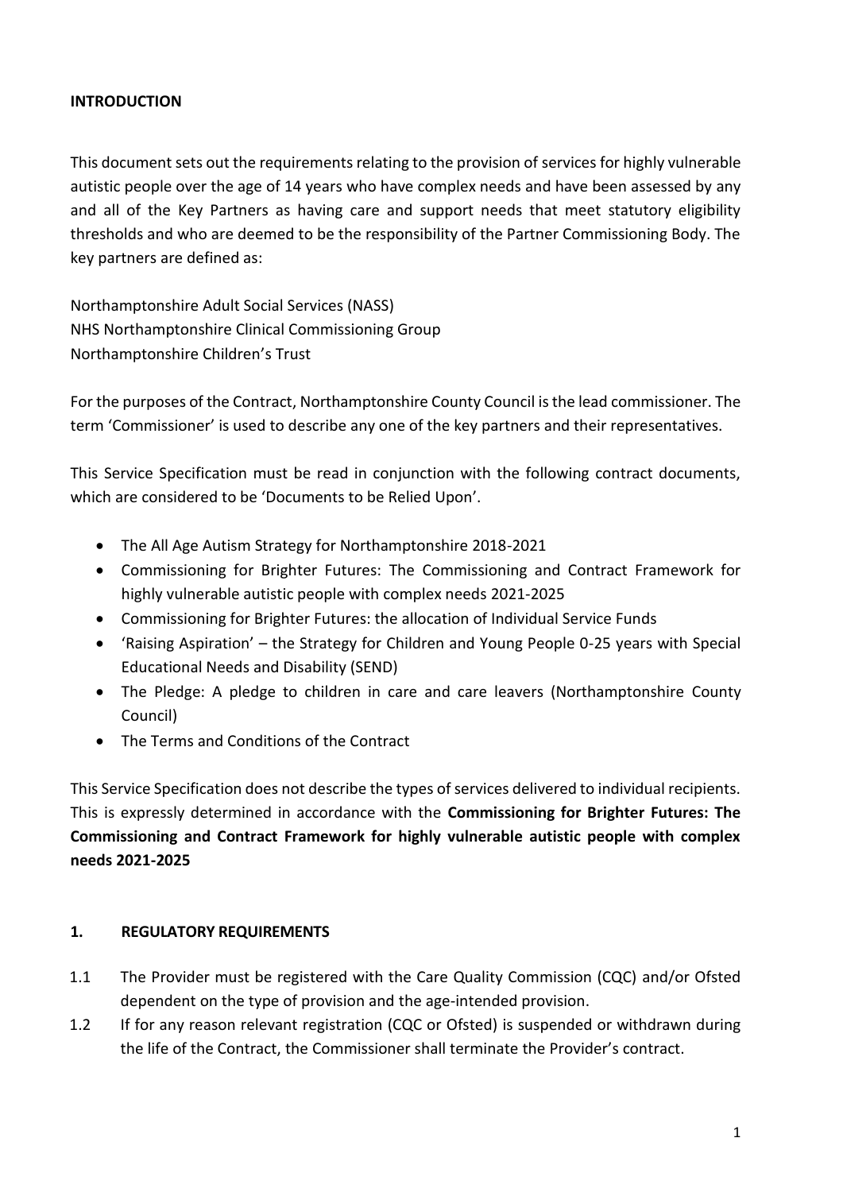## INTRODUCTION

This document sets out the requirements relating to the provision of services for highly vulnerable autistic people over the age of 14 years who have complex needs and have been assessed by any and all of the Key Partners as having care and support needs that meet statutory eligibility thresholds and who are deemed to be the responsibility of the Partner Commissioning Body. The key partners are defined as:

Northamptonshire Adult Social Services (NASS)
NHS Northamptonshire Clinical Commissioning Group
Northamptonshire Children's Trust

For the purposes of the Contract, Northamptonshire County Council is the lead commissioner. The term 'Commissioner' is used to describe any one of the key partners and their representatives.

This Service Specification must be read in conjunction with the following contract documents, which are considered to be 'Documents to be Relied Upon'.

- The All Age Autism Strategy for Northamptonshire 2018-2021
- Commissioning for Brighter Futures: The Commissioning and Contract Framework for highly vulnerable autistic people with complex needs 2021-2025
- Commissioning for Brighter Futures: the allocation of Individual Service Funds
- 'Raising Aspiration' – the Strategy for Children and Young People 0-25 years with Special Educational Needs and Disability (SEND)
- The Pledge: A pledge to children in care and care leavers (Northamptonshire County Council)
- The Terms and Conditions of the Contract

This Service Specification does not describe the types of services delivered to individual recipients. This is expressly determined in accordance with the **Commissioning for Brighter Futures: The Commissioning and Contract Framework for highly vulnerable autistic people with complex needs 2021-2025**

## 1. REGULATORY REQUIREMENTS

1.1 The Provider must be registered with the Care Quality Commission (CQC) and/or Ofsted dependent on the type of provision and the age-intended provision.

1.2 If for any reason relevant registration (CQC or Ofsted) is suspended or withdrawn during the life of the Contract, the Commissioner shall terminate the Provider's contract.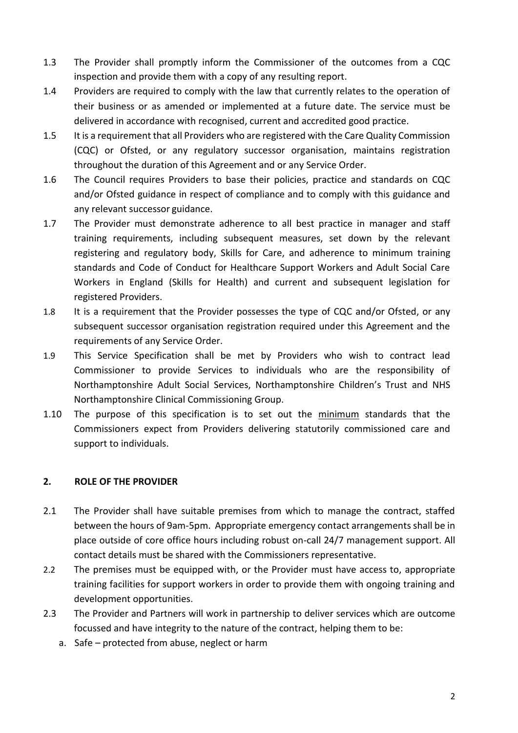1.3 The Provider shall promptly inform the Commissioner of the outcomes from a CQC inspection and provide them with a copy of any resulting report.

1.4 Providers are required to comply with the law that currently relates to the operation of their business or as amended or implemented at a future date. The service must be delivered in accordance with recognised, current and accredited good practice.

1.5 It is a requirement that all Providers who are registered with the Care Quality Commission (CQC) or Ofsted, or any regulatory successor organisation, maintains registration throughout the duration of this Agreement and or any Service Order.

1.6 The Council requires Providers to base their policies, practice and standards on CQC and/or Ofsted guidance in respect of compliance and to comply with this guidance and any relevant successor guidance.

1.7 The Provider must demonstrate adherence to all best practice in manager and staff training requirements, including subsequent measures, set down by the relevant registering and regulatory body, Skills for Care, and adherence to minimum training standards and Code of Conduct for Healthcare Support Workers and Adult Social Care Workers in England (Skills for Health) and current and subsequent legislation for registered Providers.

1.8 It is a requirement that the Provider possesses the type of CQC and/or Ofsted, or any subsequent successor organisation registration required under this Agreement and the requirements of any Service Order.

1.9 This Service Specification shall be met by Providers who wish to contract lead Commissioner to provide Services to individuals who are the responsibility of Northamptonshire Adult Social Services, Northamptonshire Children's Trust and NHS Northamptonshire Clinical Commissioning Group.

1.10 The purpose of this specification is to set out the minimum standards that the Commissioners expect from Providers delivering statutorily commissioned care and support to individuals.

## 2. ROLE OF THE PROVIDER

2.1 The Provider shall have suitable premises from which to manage the contract, staffed between the hours of 9am-5pm. Appropriate emergency contact arrangements shall be in place outside of core office hours including robust on-call 24/7 management support. All contact details must be shared with the Commissioners representative.

2.2 The premises must be equipped with, or the Provider must have access to, appropriate training facilities for support workers in order to provide them with ongoing training and development opportunities.

2.3 The Provider and Partners will work in partnership to deliver services which are outcome focussed and have integrity to the nature of the contract, helping them to be:

a. Safe – protected from abuse, neglect or harm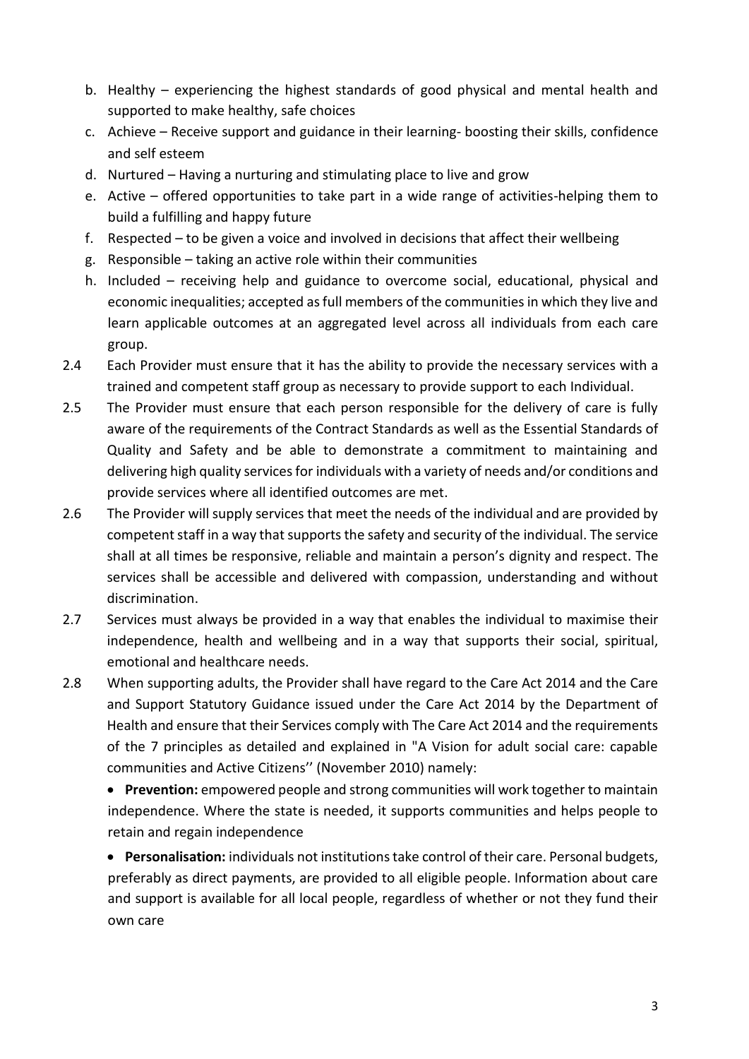b. Healthy – experiencing the highest standards of good physical and mental health and supported to make healthy, safe choices
c. Achieve – Receive support and guidance in their learning- boosting their skills, confidence and self esteem
d. Nurtured – Having a nurturing and stimulating place to live and grow
e. Active – offered opportunities to take part in a wide range of activities-helping them to build a fulfilling and happy future
f. Respected – to be given a voice and involved in decisions that affect their wellbeing
g. Responsible – taking an active role within their communities
h. Included – receiving help and guidance to overcome social, educational, physical and economic inequalities; accepted as full members of the communities in which they live and learn applicable outcomes at an aggregated level across all individuals from each care group.

2.4 Each Provider must ensure that it has the ability to provide the necessary services with a trained and competent staff group as necessary to provide support to each Individual.

2.5 The Provider must ensure that each person responsible for the delivery of care is fully aware of the requirements of the Contract Standards as well as the Essential Standards of Quality and Safety and be able to demonstrate a commitment to maintaining and delivering high quality services for individuals with a variety of needs and/or conditions and provide services where all identified outcomes are met.

2.6 The Provider will supply services that meet the needs of the individual and are provided by competent staff in a way that supports the safety and security of the individual. The service shall at all times be responsive, reliable and maintain a person's dignity and respect. The services shall be accessible and delivered with compassion, understanding and without discrimination.

2.7 Services must always be provided in a way that enables the individual to maximise their independence, health and wellbeing and in a way that supports their social, spiritual, emotional and healthcare needs.

2.8 When supporting adults, the Provider shall have regard to the Care Act 2014 and the Care and Support Statutory Guidance issued under the Care Act 2014 by the Department of Health and ensure that their Services comply with The Care Act 2014 and the requirements of the 7 principles as detailed and explained in "A Vision for adult social care: capable communities and Active Citizens'' (November 2010) namely:

- **Prevention:** empowered people and strong communities will work together to maintain independence. Where the state is needed, it supports communities and helps people to retain and regain independence

- **Personalisation:** individuals not institutions take control of their care. Personal budgets, preferably as direct payments, are provided to all eligible people. Information about care and support is available for all local people, regardless of whether or not they fund their own care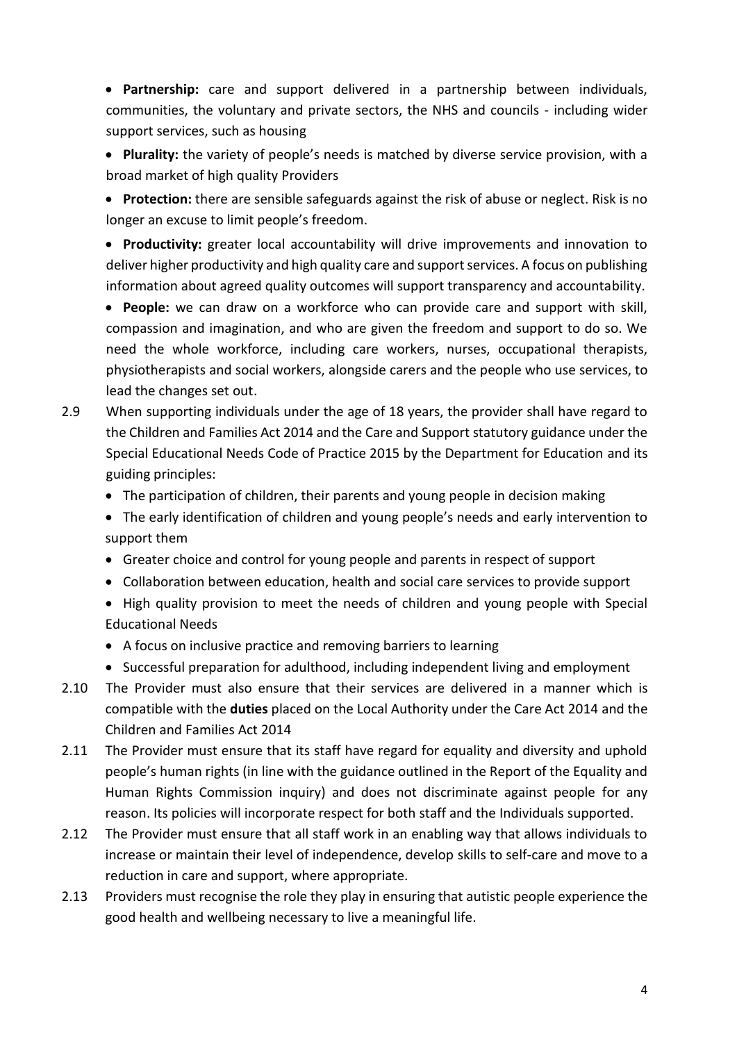- **Partnership:** care and support delivered in a partnership between individuals, communities, the voluntary and private sectors, the NHS and councils - including wider support services, such as housing
- **Plurality:** the variety of people's needs is matched by diverse service provision, with a broad market of high quality Providers
- **Protection:** there are sensible safeguards against the risk of abuse or neglect. Risk is no longer an excuse to limit people's freedom.
- **Productivity:** greater local accountability will drive improvements and innovation to deliver higher productivity and high quality care and support services. A focus on publishing information about agreed quality outcomes will support transparency and accountability.
- **People:** we can draw on a workforce who can provide care and support with skill, compassion and imagination, and who are given the freedom and support to do so. We need the whole workforce, including care workers, nurses, occupational therapists, physiotherapists and social workers, alongside carers and the people who use services, to lead the changes set out.

2.9 When supporting individuals under the age of 18 years, the provider shall have regard to the Children and Families Act 2014 and the Care and Support statutory guidance under the Special Educational Needs Code of Practice 2015 by the Department for Education and its guiding principles:

- The participation of children, their parents and young people in decision making
- The early identification of children and young people's needs and early intervention to support them
- Greater choice and control for young people and parents in respect of support
- Collaboration between education, health and social care services to provide support
- High quality provision to meet the needs of children and young people with Special Educational Needs
- A focus on inclusive practice and removing barriers to learning
- Successful preparation for adulthood, including independent living and employment

2.10 The Provider must also ensure that their services are delivered in a manner which is compatible with the **duties** placed on the Local Authority under the Care Act 2014 and the Children and Families Act 2014

2.11 The Provider must ensure that its staff have regard for equality and diversity and uphold people's human rights (in line with the guidance outlined in the Report of the Equality and Human Rights Commission inquiry) and does not discriminate against people for any reason. Its policies will incorporate respect for both staff and the Individuals supported.

2.12 The Provider must ensure that all staff work in an enabling way that allows individuals to increase or maintain their level of independence, develop skills to self-care and move to a reduction in care and support, where appropriate.

2.13 Providers must recognise the role they play in ensuring that autistic people experience the good health and wellbeing necessary to live a meaningful life.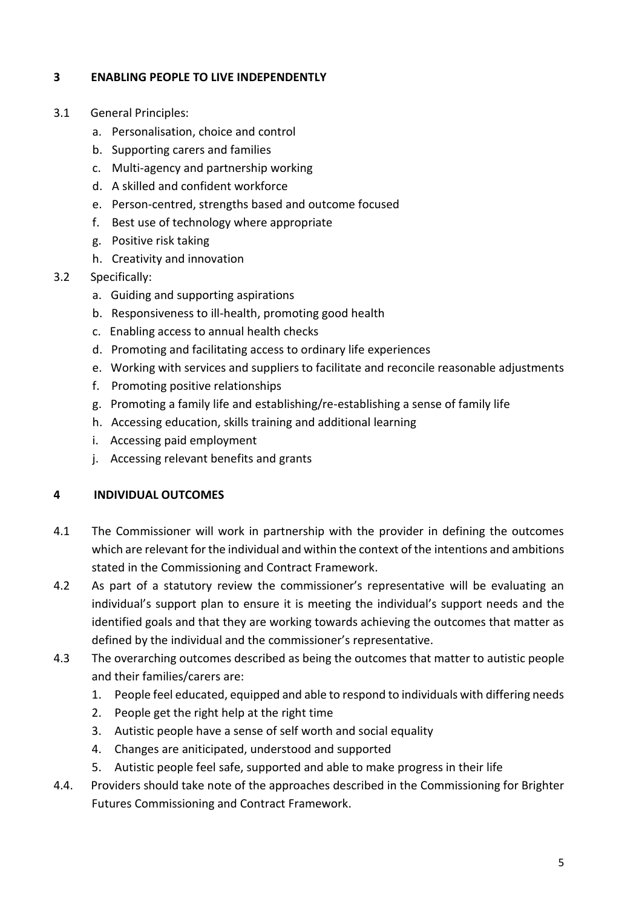## 3 ENABLING PEOPLE TO LIVE INDEPENDENTLY

3.1 General Principles:

a. Personalisation, choice and control
b. Supporting carers and families
c. Multi-agency and partnership working
d. A skilled and confident workforce
e. Person-centred, strengths based and outcome focused
f. Best use of technology where appropriate
g. Positive risk taking
h. Creativity and innovation

3.2 Specifically:

a. Guiding and supporting aspirations
b. Responsiveness to ill-health, promoting good health
c. Enabling access to annual health checks
d. Promoting and facilitating access to ordinary life experiences
e. Working with services and suppliers to facilitate and reconcile reasonable adjustments
f. Promoting positive relationships
g. Promoting a family life and establishing/re-establishing a sense of family life
h. Accessing education, skills training and additional learning
i. Accessing paid employment
j. Accessing relevant benefits and grants

## 4 INDIVIDUAL OUTCOMES

4.1 The Commissioner will work in partnership with the provider in defining the outcomes which are relevant for the individual and within the context of the intentions and ambitions stated in the Commissioning and Contract Framework.

4.2 As part of a statutory review the commissioner's representative will be evaluating an individual's support plan to ensure it is meeting the individual's support needs and the identified goals and that they are working towards achieving the outcomes that matter as defined by the individual and the commissioner's representative.

4.3 The overarching outcomes described as being the outcomes that matter to autistic people and their families/carers are:

1. People feel educated, equipped and able to respond to individuals with differing needs
2. People get the right help at the right time
3. Autistic people have a sense of self worth and social equality
4. Changes are aniticipated, understood and supported
5. Autistic people feel safe, supported and able to make progress in their life

4.4. Providers should take note of the approaches described in the Commissioning for Brighter Futures Commissioning and Contract Framework.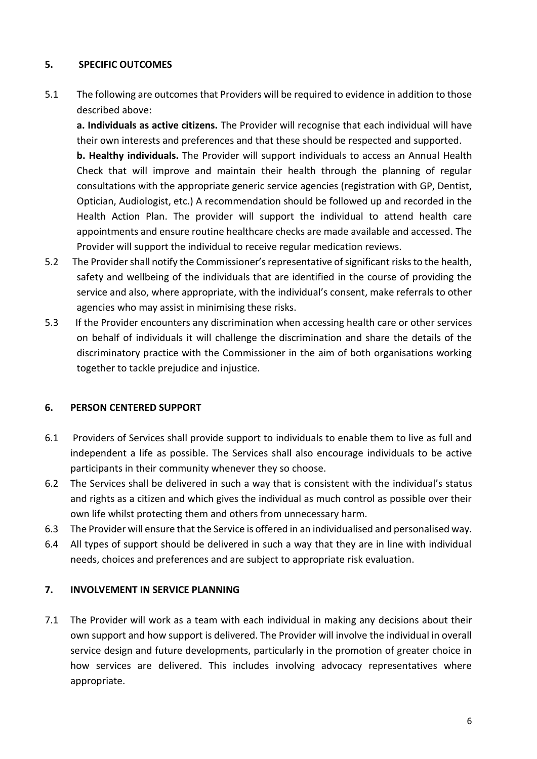## 5. SPECIFIC OUTCOMES

5.1 The following are outcomes that Providers will be required to evidence in addition to those described above:

**a. Individuals as active citizens.** The Provider will recognise that each individual will have their own interests and preferences and that these should be respected and supported.

**b. Healthy individuals.** The Provider will support individuals to access an Annual Health Check that will improve and maintain their health through the planning of regular consultations with the appropriate generic service agencies (registration with GP, Dentist, Optician, Audiologist, etc.) A recommendation should be followed up and recorded in the Health Action Plan. The provider will support the individual to attend health care appointments and ensure routine healthcare checks are made available and accessed. The Provider will support the individual to receive regular medication reviews.

5.2 The Provider shall notify the Commissioner's representative of significant risks to the health, safety and wellbeing of the individuals that are identified in the course of providing the service and also, where appropriate, with the individual's consent, make referrals to other agencies who may assist in minimising these risks.

5.3 If the Provider encounters any discrimination when accessing health care or other services on behalf of individuals it will challenge the discrimination and share the details of the discriminatory practice with the Commissioner in the aim of both organisations working together to tackle prejudice and injustice.

## 6. PERSON CENTERED SUPPORT

6.1 Providers of Services shall provide support to individuals to enable them to live as full and independent a life as possible. The Services shall also encourage individuals to be active participants in their community whenever they so choose.

6.2 The Services shall be delivered in such a way that is consistent with the individual's status and rights as a citizen and which gives the individual as much control as possible over their own life whilst protecting them and others from unnecessary harm.

6.3 The Provider will ensure that the Service is offered in an individualised and personalised way.

6.4 All types of support should be delivered in such a way that they are in line with individual needs, choices and preferences and are subject to appropriate risk evaluation.

## 7. INVOLVEMENT IN SERVICE PLANNING

7.1 The Provider will work as a team with each individual in making any decisions about their own support and how support is delivered. The Provider will involve the individual in overall service design and future developments, particularly in the promotion of greater choice in how services are delivered. This includes involving advocacy representatives where appropriate.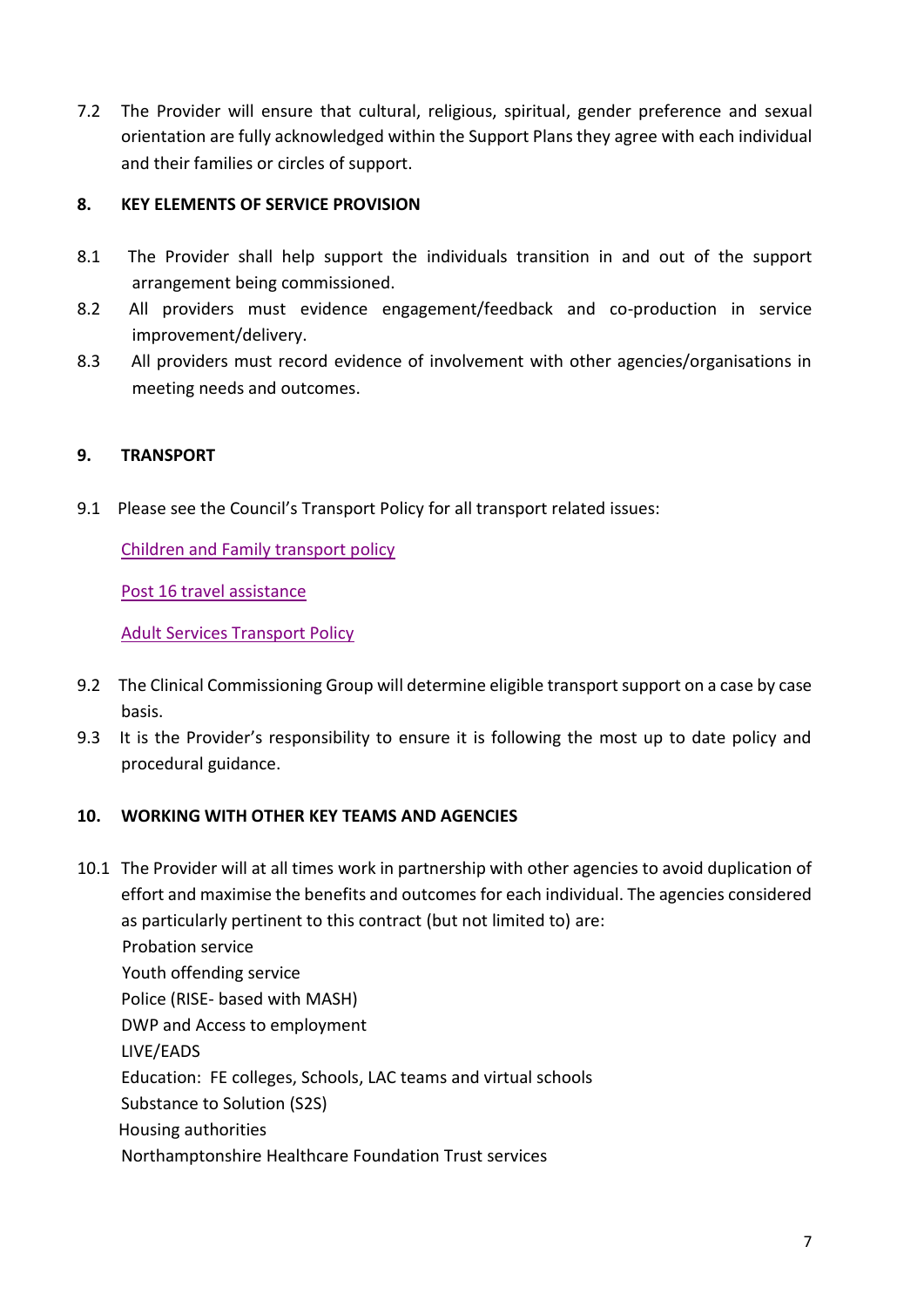7.2 The Provider will ensure that cultural, religious, spiritual, gender preference and sexual orientation are fully acknowledged within the Support Plans they agree with each individual and their families or circles of support.

## 8. KEY ELEMENTS OF SERVICE PROVISION

8.1 The Provider shall help support the individuals transition in and out of the support arrangement being commissioned.

8.2 All providers must evidence engagement/feedback and co-production in service improvement/delivery.

8.3 All providers must record evidence of involvement with other agencies/organisations in meeting needs and outcomes.

## 9. TRANSPORT

9.1 Please see the Council's Transport Policy for all transport related issues:

Children and Family transport policy

Post 16 travel assistance

Adult Services Transport Policy

9.2 The Clinical Commissioning Group will determine eligible transport support on a case by case basis.

9.3 It is the Provider's responsibility to ensure it is following the most up to date policy and procedural guidance.

## 10. WORKING WITH OTHER KEY TEAMS AND AGENCIES

10.1 The Provider will at all times work in partnership with other agencies to avoid duplication of effort and maximise the benefits and outcomes for each individual. The agencies considered as particularly pertinent to this contract (but not limited to) are:

Probation service
Youth offending service
Police (RISE- based with MASH)
DWP and Access to employment
LIVE/EADS
Education: FE colleges, Schools, LAC teams and virtual schools
Substance to Solution (S2S)
Housing authorities
Northamptonshire Healthcare Foundation Trust services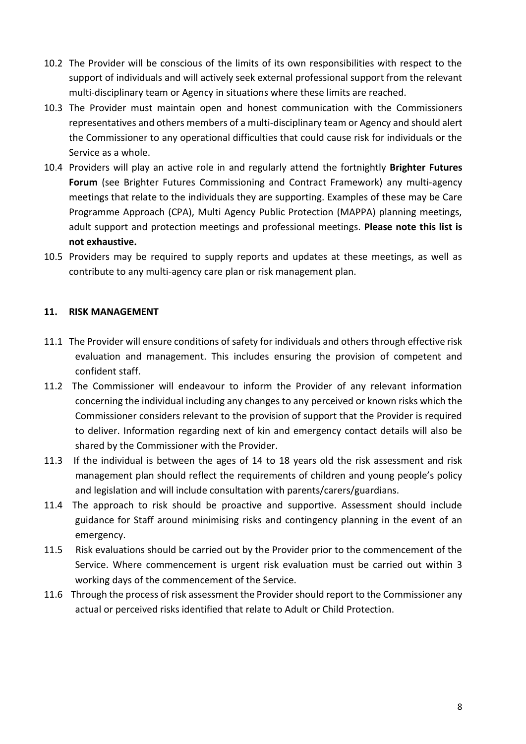10.2 The Provider will be conscious of the limits of its own responsibilities with respect to the support of individuals and will actively seek external professional support from the relevant multi-disciplinary team or Agency in situations where these limits are reached.

10.3 The Provider must maintain open and honest communication with the Commissioners representatives and others members of a multi-disciplinary team or Agency and should alert the Commissioner to any operational difficulties that could cause risk for individuals or the Service as a whole.

10.4 Providers will play an active role in and regularly attend the fortnightly **Brighter Futures Forum** (see Brighter Futures Commissioning and Contract Framework) any multi-agency meetings that relate to the individuals they are supporting. Examples of these may be Care Programme Approach (CPA), Multi Agency Public Protection (MAPPA) planning meetings, adult support and protection meetings and professional meetings. **Please note this list is not exhaustive.**

10.5 Providers may be required to supply reports and updates at these meetings, as well as contribute to any multi-agency care plan or risk management plan.

## 11. RISK MANAGEMENT

11.1 The Provider will ensure conditions of safety for individuals and others through effective risk evaluation and management. This includes ensuring the provision of competent and confident staff.

11.2 The Commissioner will endeavour to inform the Provider of any relevant information concerning the individual including any changes to any perceived or known risks which the Commissioner considers relevant to the provision of support that the Provider is required to deliver. Information regarding next of kin and emergency contact details will also be shared by the Commissioner with the Provider.

11.3 If the individual is between the ages of 14 to 18 years old the risk assessment and risk management plan should reflect the requirements of children and young people's policy and legislation and will include consultation with parents/carers/guardians.

11.4 The approach to risk should be proactive and supportive. Assessment should include guidance for Staff around minimising risks and contingency planning in the event of an emergency.

11.5 Risk evaluations should be carried out by the Provider prior to the commencement of the Service. Where commencement is urgent risk evaluation must be carried out within 3 working days of the commencement of the Service.

11.6 Through the process of risk assessment the Provider should report to the Commissioner any actual or perceived risks identified that relate to Adult or Child Protection.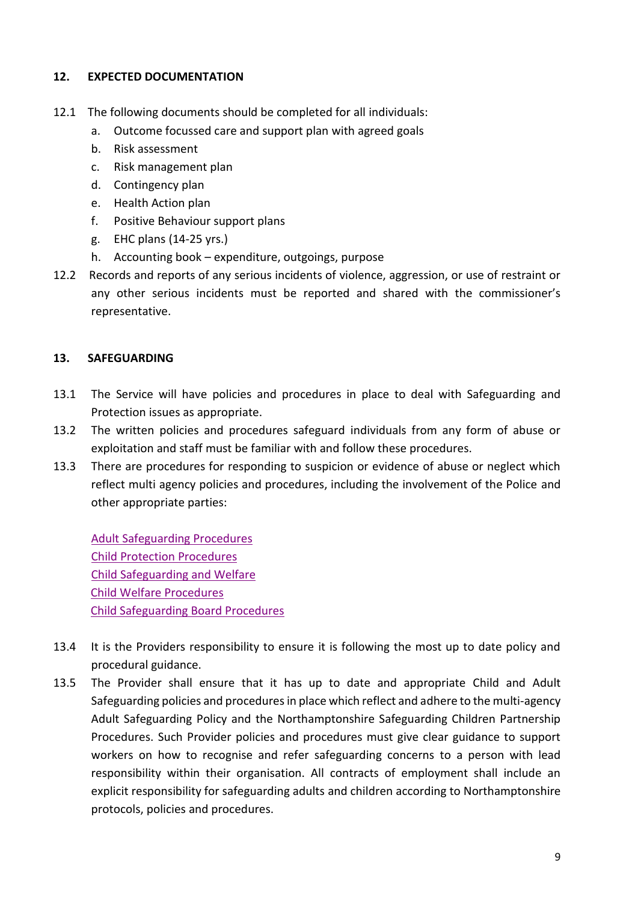## 12. EXPECTED DOCUMENTATION

12.1 The following documents should be completed for all individuals:

a. Outcome focussed care and support plan with agreed goals
b. Risk assessment
c. Risk management plan
d. Contingency plan
e. Health Action plan
f. Positive Behaviour support plans
g. EHC plans (14-25 yrs.)
h. Accounting book – expenditure, outgoings, purpose

12.2 Records and reports of any serious incidents of violence, aggression, or use of restraint or any other serious incidents must be reported and shared with the commissioner's representative.

## 13. SAFEGUARDING

13.1 The Service will have policies and procedures in place to deal with Safeguarding and Protection issues as appropriate.

13.2 The written policies and procedures safeguard individuals from any form of abuse or exploitation and staff must be familiar with and follow these procedures.

13.3 There are procedures for responding to suspicion or evidence of abuse or neglect which reflect multi agency policies and procedures, including the involvement of the Police and other appropriate parties:

Adult Safeguarding Procedures
Child Protection Procedures
Child Safeguarding and Welfare
Child Welfare Procedures
Child Safeguarding Board Procedures

13.4 It is the Providers responsibility to ensure it is following the most up to date policy and procedural guidance.

13.5 The Provider shall ensure that it has up to date and appropriate Child and Adult Safeguarding policies and procedures in place which reflect and adhere to the multi-agency Adult Safeguarding Policy and the Northamptonshire Safeguarding Children Partnership Procedures. Such Provider policies and procedures must give clear guidance to support workers on how to recognise and refer safeguarding concerns to a person with lead responsibility within their organisation. All contracts of employment shall include an explicit responsibility for safeguarding adults and children according to Northamptonshire protocols, policies and procedures.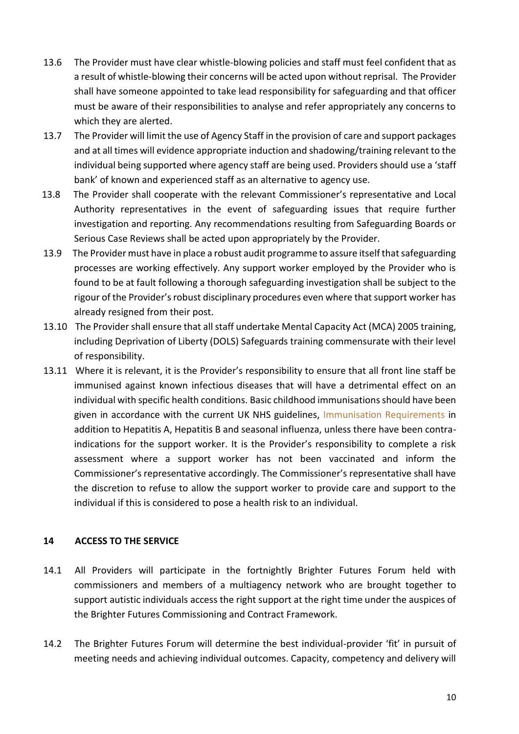13.6 The Provider must have clear whistle-blowing policies and staff must feel confident that as a result of whistle-blowing their concerns will be acted upon without reprisal. The Provider shall have someone appointed to take lead responsibility for safeguarding and that officer must be aware of their responsibilities to analyse and refer appropriately any concerns to which they are alerted.

13.7 The Provider will limit the use of Agency Staff in the provision of care and support packages and at all times will evidence appropriate induction and shadowing/training relevant to the individual being supported where agency staff are being used. Providers should use a 'staff bank' of known and experienced staff as an alternative to agency use.

13.8 The Provider shall cooperate with the relevant Commissioner's representative and Local Authority representatives in the event of safeguarding issues that require further investigation and reporting. Any recommendations resulting from Safeguarding Boards or Serious Case Reviews shall be acted upon appropriately by the Provider.

13.9 The Provider must have in place a robust audit programme to assure itself that safeguarding processes are working effectively. Any support worker employed by the Provider who is found to be at fault following a thorough safeguarding investigation shall be subject to the rigour of the Provider's robust disciplinary procedures even where that support worker has already resigned from their post.

13.10 The Provider shall ensure that all staff undertake Mental Capacity Act (MCA) 2005 training, including Deprivation of Liberty (DOLS) Safeguards training commensurate with their level of responsibility.

13.11 Where it is relevant, it is the Provider's responsibility to ensure that all front line staff be immunised against known infectious diseases that will have a detrimental effect on an individual with specific health conditions. Basic childhood immunisations should have been given in accordance with the current UK NHS guidelines, Immunisation Requirements in addition to Hepatitis A, Hepatitis B and seasonal influenza, unless there have been contra-indications for the support worker. It is the Provider's responsibility to complete a risk assessment where a support worker has not been vaccinated and inform the Commissioner's representative accordingly. The Commissioner's representative shall have the discretion to refuse to allow the support worker to provide care and support to the individual if this is considered to pose a health risk to an individual.

## 14 ACCESS TO THE SERVICE

14.1 All Providers will participate in the fortnightly Brighter Futures Forum held with commissioners and members of a multiagency network who are brought together to support autistic individuals access the right support at the right time under the auspices of the Brighter Futures Commissioning and Contract Framework.

14.2 The Brighter Futures Forum will determine the best individual-provider 'fit' in pursuit of meeting needs and achieving individual outcomes. Capacity, competency and delivery will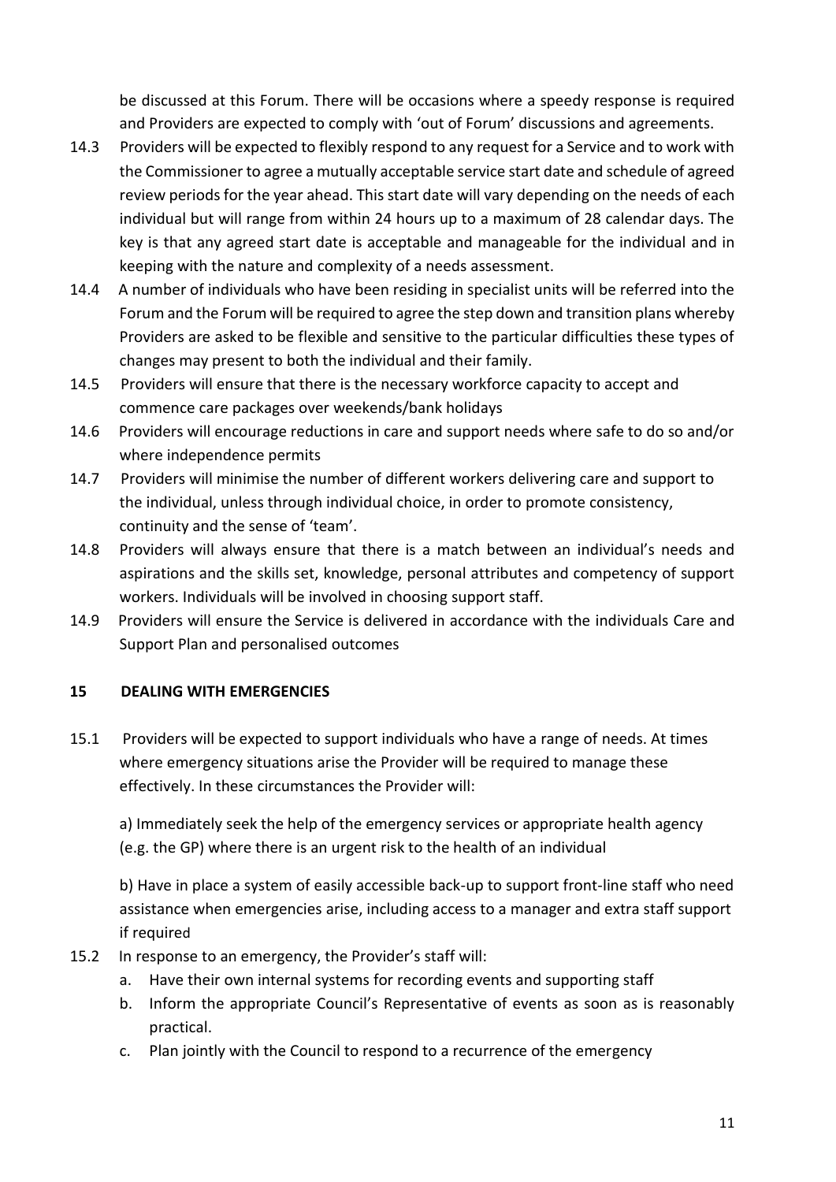be discussed at this Forum. There will be occasions where a speedy response is required and Providers are expected to comply with 'out of Forum' discussions and agreements.

14.3 Providers will be expected to flexibly respond to any request for a Service and to work with the Commissioner to agree a mutually acceptable service start date and schedule of agreed review periods for the year ahead. This start date will vary depending on the needs of each individual but will range from within 24 hours up to a maximum of 28 calendar days. The key is that any agreed start date is acceptable and manageable for the individual and in keeping with the nature and complexity of a needs assessment.

14.4 A number of individuals who have been residing in specialist units will be referred into the Forum and the Forum will be required to agree the step down and transition plans whereby Providers are asked to be flexible and sensitive to the particular difficulties these types of changes may present to both the individual and their family.

14.5 Providers will ensure that there is the necessary workforce capacity to accept and commence care packages over weekends/bank holidays

14.6 Providers will encourage reductions in care and support needs where safe to do so and/or where independence permits

14.7 Providers will minimise the number of different workers delivering care and support to the individual, unless through individual choice, in order to promote consistency, continuity and the sense of 'team'.

14.8 Providers will always ensure that there is a match between an individual's needs and aspirations and the skills set, knowledge, personal attributes and competency of support workers. Individuals will be involved in choosing support staff.

14.9 Providers will ensure the Service is delivered in accordance with the individuals Care and Support Plan and personalised outcomes

## 15 DEALING WITH EMERGENCIES

15.1 Providers will be expected to support individuals who have a range of needs. At times where emergency situations arise the Provider will be required to manage these effectively. In these circumstances the Provider will:

a) Immediately seek the help of the emergency services or appropriate health agency (e.g. the GP) where there is an urgent risk to the health of an individual

b) Have in place a system of easily accessible back-up to support front-line staff who need assistance when emergencies arise, including access to a manager and extra staff support if required

15.2 In response to an emergency, the Provider's staff will:

a. Have their own internal systems for recording events and supporting staff
b. Inform the appropriate Council's Representative of events as soon as is reasonably practical.
c. Plan jointly with the Council to respond to a recurrence of the emergency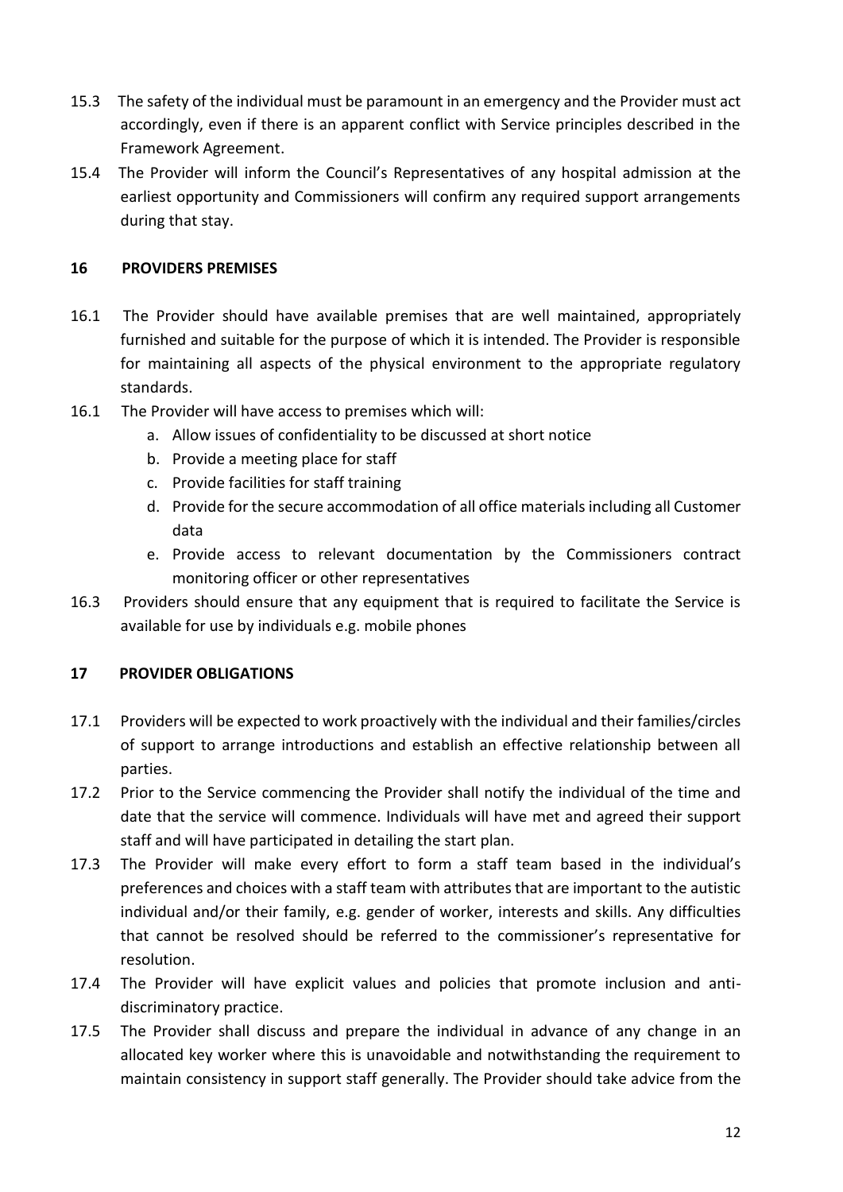15.3 The safety of the individual must be paramount in an emergency and the Provider must act accordingly, even if there is an apparent conflict with Service principles described in the Framework Agreement.

15.4 The Provider will inform the Council's Representatives of any hospital admission at the earliest opportunity and Commissioners will confirm any required support arrangements during that stay.

## 16 PROVIDERS PREMISES

16.1 The Provider should have available premises that are well maintained, appropriately furnished and suitable for the purpose of which it is intended. The Provider is responsible for maintaining all aspects of the physical environment to the appropriate regulatory standards.

16.1 The Provider will have access to premises which will:

a. Allow issues of confidentiality to be discussed at short notice
b. Provide a meeting place for staff
c. Provide facilities for staff training
d. Provide for the secure accommodation of all office materials including all Customer data
e. Provide access to relevant documentation by the Commissioners contract monitoring officer or other representatives

16.3 Providers should ensure that any equipment that is required to facilitate the Service is available for use by individuals e.g. mobile phones

## 17 PROVIDER OBLIGATIONS

17.1 Providers will be expected to work proactively with the individual and their families/circles of support to arrange introductions and establish an effective relationship between all parties.

17.2 Prior to the Service commencing the Provider shall notify the individual of the time and date that the service will commence. Individuals will have met and agreed their support staff and will have participated in detailing the start plan.

17.3 The Provider will make every effort to form a staff team based in the individual's preferences and choices with a staff team with attributes that are important to the autistic individual and/or their family, e.g. gender of worker, interests and skills. Any difficulties that cannot be resolved should be referred to the commissioner's representative for resolution.

17.4 The Provider will have explicit values and policies that promote inclusion and anti-discriminatory practice.

17.5 The Provider shall discuss and prepare the individual in advance of any change in an allocated key worker where this is unavoidable and notwithstanding the requirement to maintain consistency in support staff generally. The Provider should take advice from the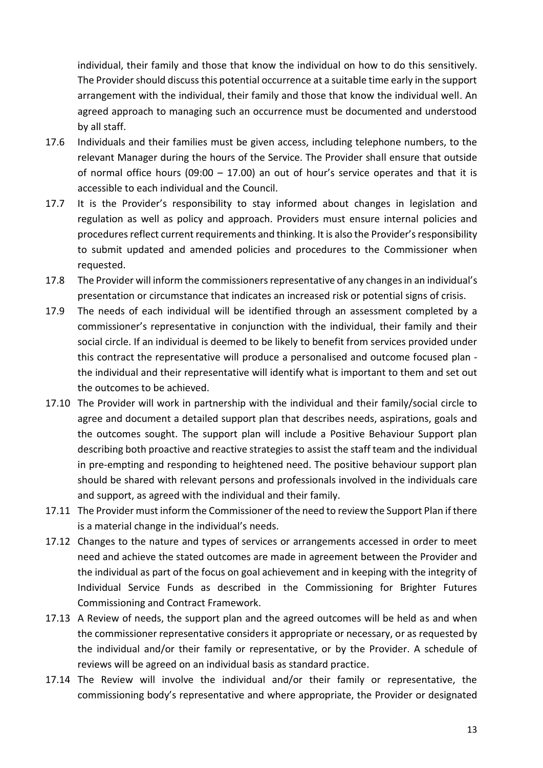individual, their family and those that know the individual on how to do this sensitively. The Provider should discuss this potential occurrence at a suitable time early in the support arrangement with the individual, their family and those that know the individual well. An agreed approach to managing such an occurrence must be documented and understood by all staff.

17.6 Individuals and their families must be given access, including telephone numbers, to the relevant Manager during the hours of the Service. The Provider shall ensure that outside of normal office hours (09:00 – 17.00) an out of hour's service operates and that it is accessible to each individual and the Council.

17.7 It is the Provider's responsibility to stay informed about changes in legislation and regulation as well as policy and approach. Providers must ensure internal policies and procedures reflect current requirements and thinking. It is also the Provider's responsibility to submit updated and amended policies and procedures to the Commissioner when requested.

17.8 The Provider will inform the commissioners representative of any changes in an individual's presentation or circumstance that indicates an increased risk or potential signs of crisis.

17.9 The needs of each individual will be identified through an assessment completed by a commissioner's representative in conjunction with the individual, their family and their social circle. If an individual is deemed to be likely to benefit from services provided under this contract the representative will produce a personalised and outcome focused plan - the individual and their representative will identify what is important to them and set out the outcomes to be achieved.

17.10 The Provider will work in partnership with the individual and their family/social circle to agree and document a detailed support plan that describes needs, aspirations, goals and the outcomes sought. The support plan will include a Positive Behaviour Support plan describing both proactive and reactive strategies to assist the staff team and the individual in pre-empting and responding to heightened need. The positive behaviour support plan should be shared with relevant persons and professionals involved in the individuals care and support, as agreed with the individual and their family.

17.11 The Provider must inform the Commissioner of the need to review the Support Plan if there is a material change in the individual's needs.

17.12 Changes to the nature and types of services or arrangements accessed in order to meet need and achieve the stated outcomes are made in agreement between the Provider and the individual as part of the focus on goal achievement and in keeping with the integrity of Individual Service Funds as described in the Commissioning for Brighter Futures Commissioning and Contract Framework.

17.13 A Review of needs, the support plan and the agreed outcomes will be held as and when the commissioner representative considers it appropriate or necessary, or as requested by the individual and/or their family or representative, or by the Provider. A schedule of reviews will be agreed on an individual basis as standard practice.

17.14 The Review will involve the individual and/or their family or representative, the commissioning body's representative and where appropriate, the Provider or designated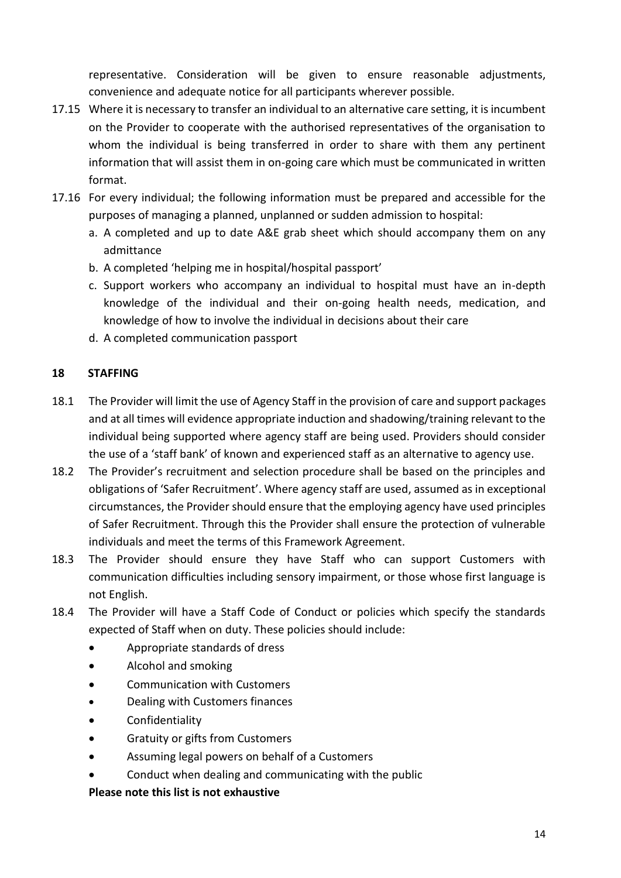representative. Consideration will be given to ensure reasonable adjustments, convenience and adequate notice for all participants wherever possible.

17.15 Where it is necessary to transfer an individual to an alternative care setting, it is incumbent on the Provider to cooperate with the authorised representatives of the organisation to whom the individual is being transferred in order to share with them any pertinent information that will assist them in on-going care which must be communicated in written format.

17.16 For every individual; the following information must be prepared and accessible for the purposes of managing a planned, unplanned or sudden admission to hospital:

a. A completed and up to date A&E grab sheet which should accompany them on any admittance
b. A completed 'helping me in hospital/hospital passport'
c. Support workers who accompany an individual to hospital must have an in-depth knowledge of the individual and their on-going health needs, medication, and knowledge of how to involve the individual in decisions about their care
d. A completed communication passport

## 18 STAFFING

18.1 The Provider will limit the use of Agency Staff in the provision of care and support packages and at all times will evidence appropriate induction and shadowing/training relevant to the individual being supported where agency staff are being used. Providers should consider the use of a 'staff bank' of known and experienced staff as an alternative to agency use.

18.2 The Provider's recruitment and selection procedure shall be based on the principles and obligations of 'Safer Recruitment'. Where agency staff are used, assumed as in exceptional circumstances, the Provider should ensure that the employing agency have used principles of Safer Recruitment. Through this the Provider shall ensure the protection of vulnerable individuals and meet the terms of this Framework Agreement.

18.3 The Provider should ensure they have Staff who can support Customers with communication difficulties including sensory impairment, or those whose first language is not English.

18.4 The Provider will have a Staff Code of Conduct or policies which specify the standards expected of Staff when on duty. These policies should include:

- Appropriate standards of dress
- Alcohol and smoking
- Communication with Customers
- Dealing with Customers finances
- Confidentiality
- Gratuity or gifts from Customers
- Assuming legal powers on behalf of a Customers
- Conduct when dealing and communicating with the public

**Please note this list is not exhaustive**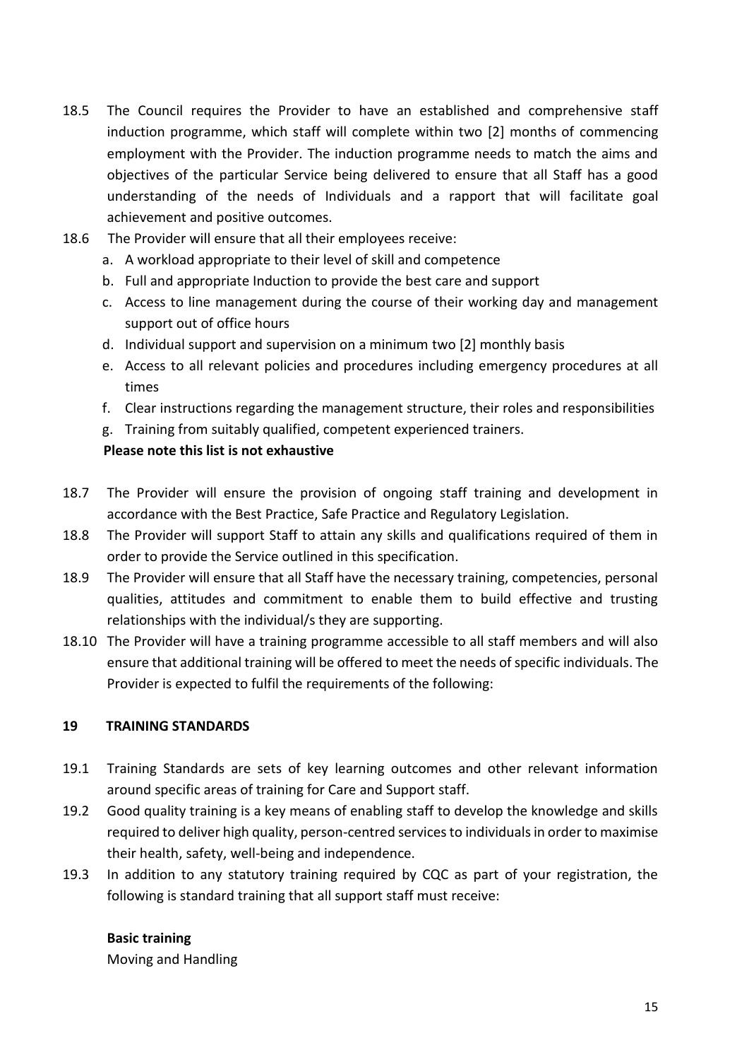18.5 The Council requires the Provider to have an established and comprehensive staff induction programme, which staff will complete within two [2] months of commencing employment with the Provider. The induction programme needs to match the aims and objectives of the particular Service being delivered to ensure that all Staff has a good understanding of the needs of Individuals and a rapport that will facilitate goal achievement and positive outcomes.

18.6 The Provider will ensure that all their employees receive:

a. A workload appropriate to their level of skill and competence
b. Full and appropriate Induction to provide the best care and support
c. Access to line management during the course of their working day and management support out of office hours
d. Individual support and supervision on a minimum two [2] monthly basis
e. Access to all relevant policies and procedures including emergency procedures at all times
f. Clear instructions regarding the management structure, their roles and responsibilities
g. Training from suitably qualified, competent experienced trainers.

**Please note this list is not exhaustive**

18.7 The Provider will ensure the provision of ongoing staff training and development in accordance with the Best Practice, Safe Practice and Regulatory Legislation.

18.8 The Provider will support Staff to attain any skills and qualifications required of them in order to provide the Service outlined in this specification.

18.9 The Provider will ensure that all Staff have the necessary training, competencies, personal qualities, attitudes and commitment to enable them to build effective and trusting relationships with the individual/s they are supporting.

18.10 The Provider will have a training programme accessible to all staff members and will also ensure that additional training will be offered to meet the needs of specific individuals. The Provider is expected to fulfil the requirements of the following:

## 19 TRAINING STANDARDS

19.1 Training Standards are sets of key learning outcomes and other relevant information around specific areas of training for Care and Support staff.

19.2 Good quality training is a key means of enabling staff to develop the knowledge and skills required to deliver high quality, person-centred services to individuals in order to maximise their health, safety, well-being and independence.

19.3 In addition to any statutory training required by CQC as part of your registration, the following is standard training that all support staff must receive:

**Basic training**

Moving and Handling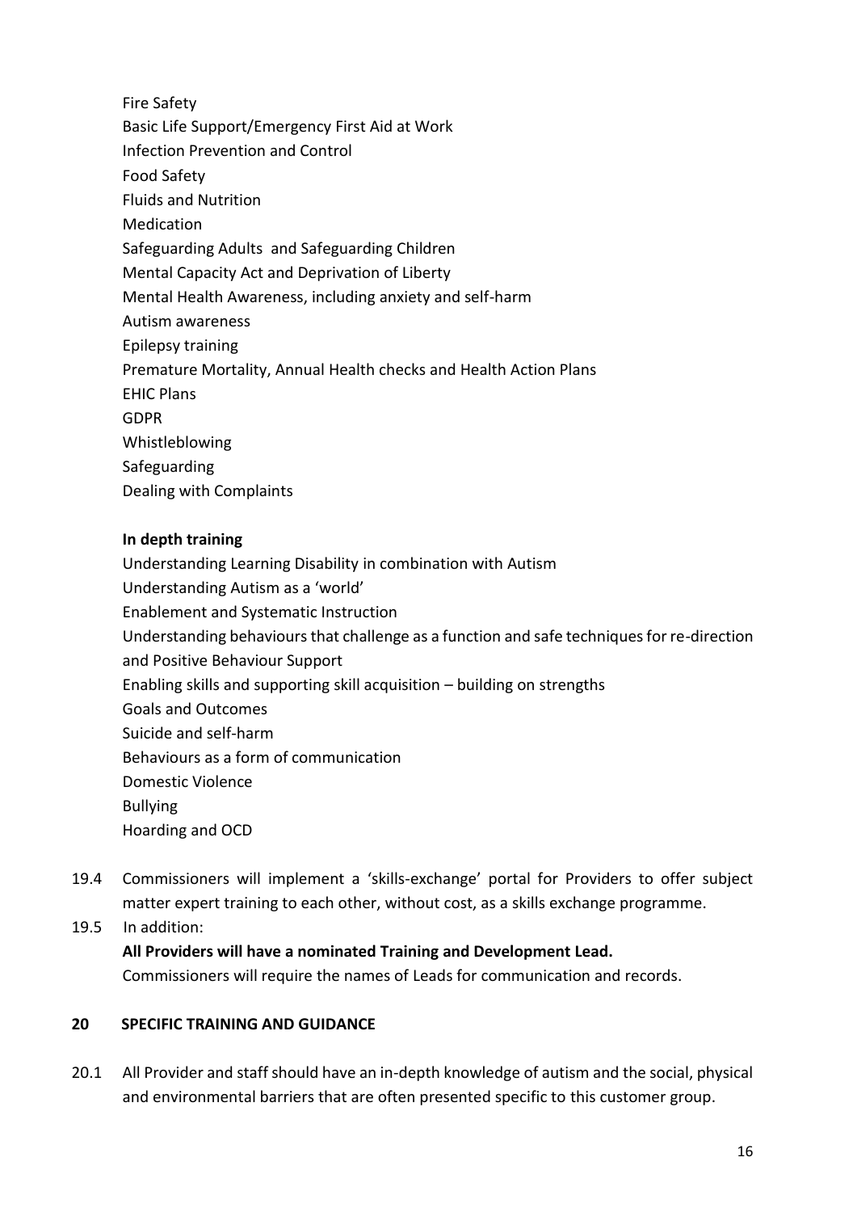Fire Safety
Basic Life Support/Emergency First Aid at Work
Infection Prevention and Control
Food Safety
Fluids and Nutrition
Medication
Safeguarding Adults and Safeguarding Children
Mental Capacity Act and Deprivation of Liberty
Mental Health Awareness, including anxiety and self-harm
Autism awareness
Epilepsy training
Premature Mortality, Annual Health checks and Health Action Plans
EHIC Plans
GDPR
Whistleblowing
Safeguarding
Dealing with Complaints

**In depth training**

Understanding Learning Disability in combination with Autism
Understanding Autism as a 'world'
Enablement and Systematic Instruction
Understanding behaviours that challenge as a function and safe techniques for re-direction and Positive Behaviour Support
Enabling skills and supporting skill acquisition – building on strengths
Goals and Outcomes
Suicide and self-harm
Behaviours as a form of communication
Domestic Violence
Bullying
Hoarding and OCD

19.4 Commissioners will implement a 'skills-exchange' portal for Providers to offer subject matter expert training to each other, without cost, as a skills exchange programme.

19.5 In addition:
**All Providers will have a nominated Training and Development Lead.**
Commissioners will require the names of Leads for communication and records.

## 20 SPECIFIC TRAINING AND GUIDANCE

20.1 All Provider and staff should have an in-depth knowledge of autism and the social, physical and environmental barriers that are often presented specific to this customer group.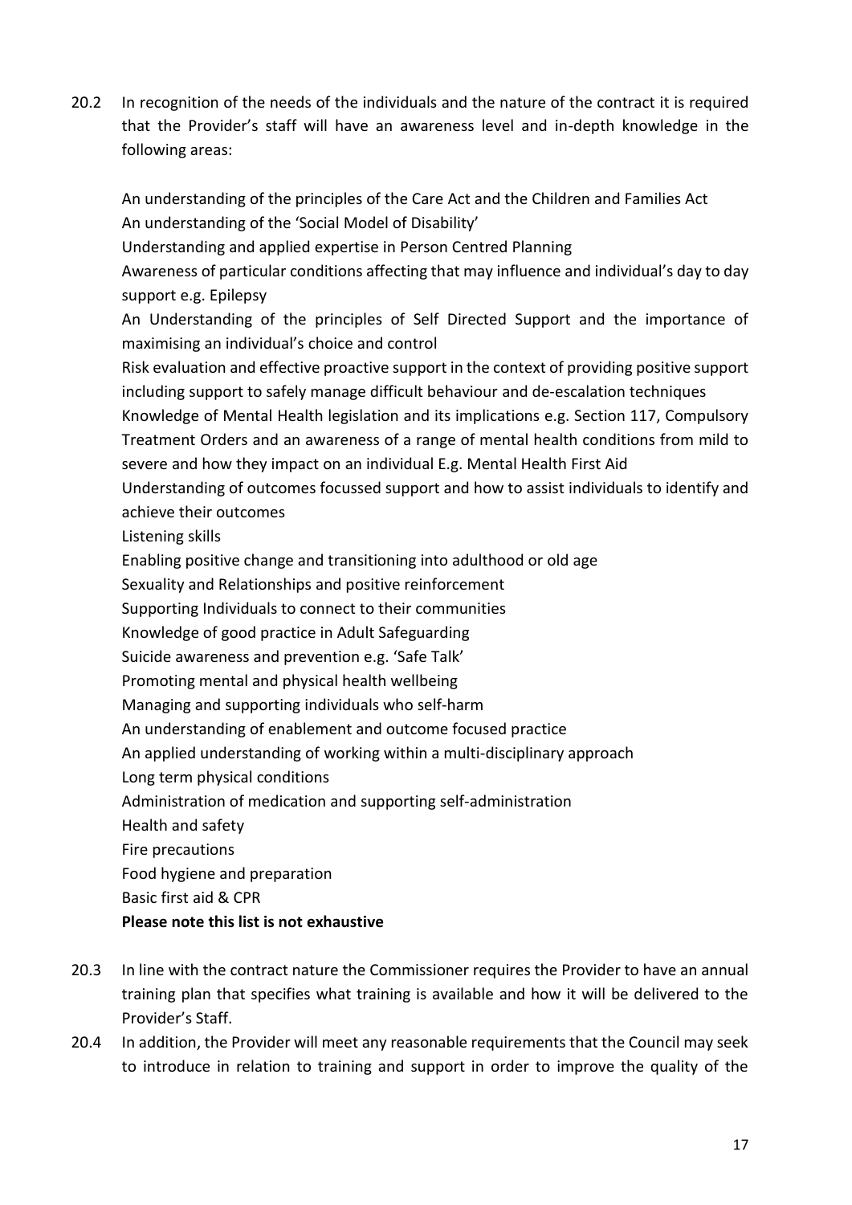20.2 In recognition of the needs of the individuals and the nature of the contract it is required that the Provider's staff will have an awareness level and in-depth knowledge in the following areas:

An understanding of the principles of the Care Act and the Children and Families Act
An understanding of the 'Social Model of Disability'
Understanding and applied expertise in Person Centred Planning
Awareness of particular conditions affecting that may influence and individual's day to day support e.g. Epilepsy
An Understanding of the principles of Self Directed Support and the importance of maximising an individual's choice and control
Risk evaluation and effective proactive support in the context of providing positive support including support to safely manage difficult behaviour and de-escalation techniques
Knowledge of Mental Health legislation and its implications e.g. Section 117, Compulsory Treatment Orders and an awareness of a range of mental health conditions from mild to severe and how they impact on an individual E.g. Mental Health First Aid
Understanding of outcomes focussed support and how to assist individuals to identify and achieve their outcomes
Listening skills
Enabling positive change and transitioning into adulthood or old age
Sexuality and Relationships and positive reinforcement
Supporting Individuals to connect to their communities
Knowledge of good practice in Adult Safeguarding
Suicide awareness and prevention e.g. 'Safe Talk'
Promoting mental and physical health wellbeing
Managing and supporting individuals who self-harm
An understanding of enablement and outcome focused practice
An applied understanding of working within a multi-disciplinary approach
Long term physical conditions
Administration of medication and supporting self-administration
Health and safety
Fire precautions
Food hygiene and preparation
Basic first aid & CPR
**Please note this list is not exhaustive**

20.3 In line with the contract nature the Commissioner requires the Provider to have an annual training plan that specifies what training is available and how it will be delivered to the Provider's Staff.

20.4 In addition, the Provider will meet any reasonable requirements that the Council may seek to introduce in relation to training and support in order to improve the quality of the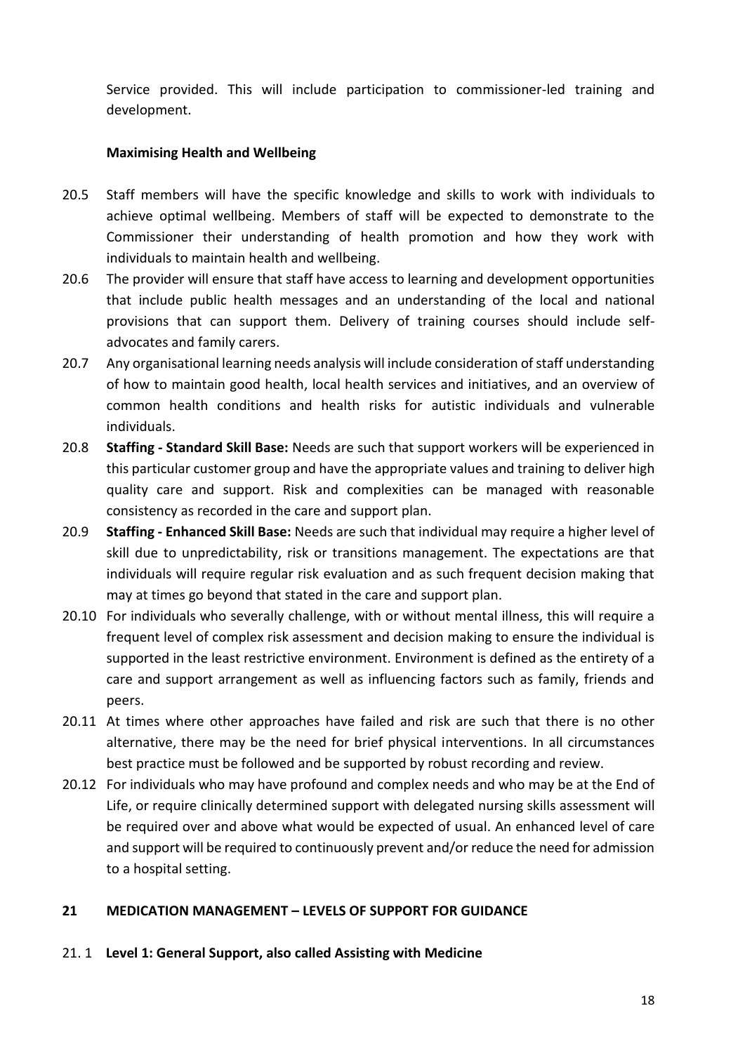Service provided. This will include participation to commissioner-led training and development.

**Maximising Health and Wellbeing**

20.5 Staff members will have the specific knowledge and skills to work with individuals to achieve optimal wellbeing. Members of staff will be expected to demonstrate to the Commissioner their understanding of health promotion and how they work with individuals to maintain health and wellbeing.

20.6 The provider will ensure that staff have access to learning and development opportunities that include public health messages and an understanding of the local and national provisions that can support them. Delivery of training courses should include self-advocates and family carers.

20.7 Any organisational learning needs analysis will include consideration of staff understanding of how to maintain good health, local health services and initiatives, and an overview of common health conditions and health risks for autistic individuals and vulnerable individuals.

20.8 **Staffing - Standard Skill Base:** Needs are such that support workers will be experienced in this particular customer group and have the appropriate values and training to deliver high quality care and support. Risk and complexities can be managed with reasonable consistency as recorded in the care and support plan.

20.9 **Staffing - Enhanced Skill Base:** Needs are such that individual may require a higher level of skill due to unpredictability, risk or transitions management. The expectations are that individuals will require regular risk evaluation and as such frequent decision making that may at times go beyond that stated in the care and support plan.

20.10 For individuals who severally challenge, with or without mental illness, this will require a frequent level of complex risk assessment and decision making to ensure the individual is supported in the least restrictive environment. Environment is defined as the entirety of a care and support arrangement as well as influencing factors such as family, friends and peers.

20.11 At times where other approaches have failed and risk are such that there is no other alternative, there may be the need for brief physical interventions. In all circumstances best practice must be followed and be supported by robust recording and review.

20.12 For individuals who may have profound and complex needs and who may be at the End of Life, or require clinically determined support with delegated nursing skills assessment will be required over and above what would be expected of usual. An enhanced level of care and support will be required to continuously prevent and/or reduce the need for admission to a hospital setting.

## 21 MEDICATION MANAGEMENT – LEVELS OF SUPPORT FOR GUIDANCE

21. 1 **Level 1: General Support, also called Assisting with Medicine**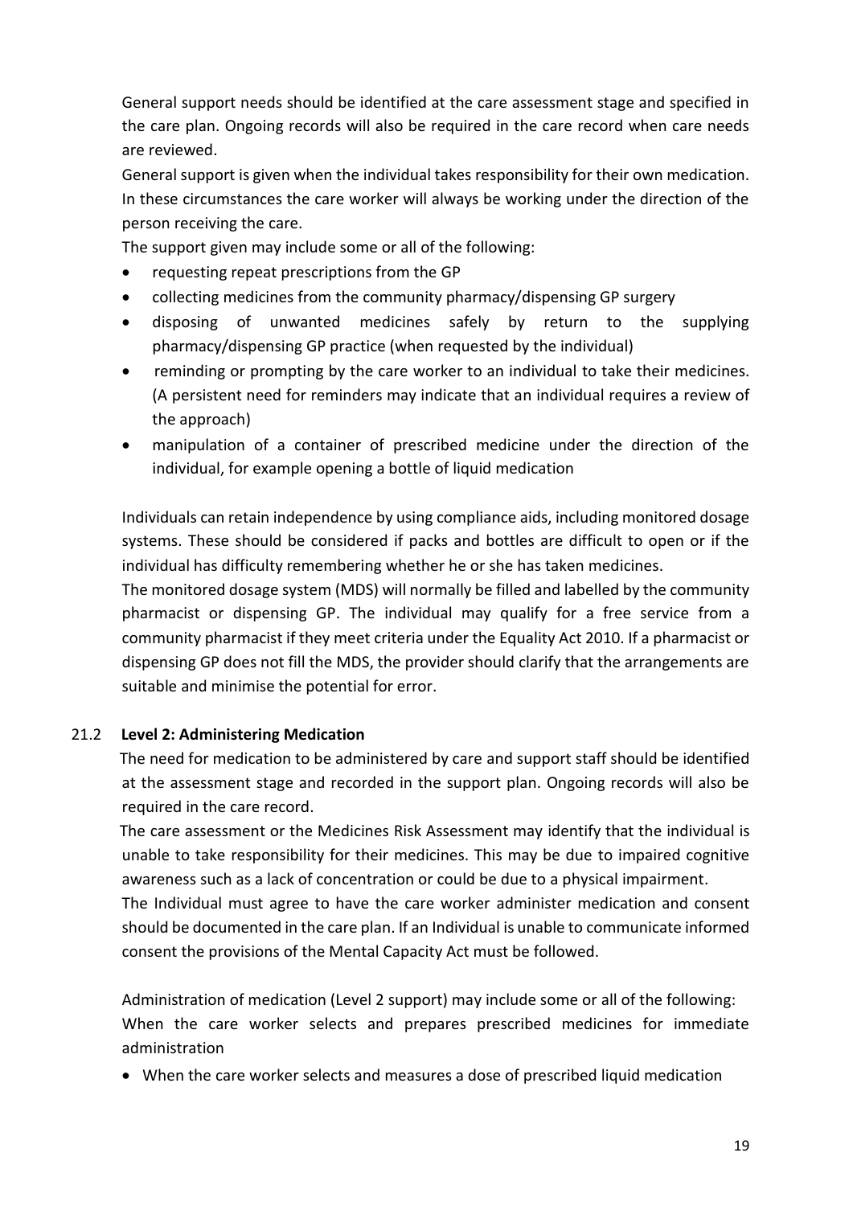General support needs should be identified at the care assessment stage and specified in the care plan. Ongoing records will also be required in the care record when care needs are reviewed.

General support is given when the individual takes responsibility for their own medication. In these circumstances the care worker will always be working under the direction of the person receiving the care.

The support given may include some or all of the following:

- requesting repeat prescriptions from the GP
- collecting medicines from the community pharmacy/dispensing GP surgery
- disposing of unwanted medicines safely by return to the supplying pharmacy/dispensing GP practice (when requested by the individual)
- reminding or prompting by the care worker to an individual to take their medicines. (A persistent need for reminders may indicate that an individual requires a review of the approach)
- manipulation of a container of prescribed medicine under the direction of the individual, for example opening a bottle of liquid medication

Individuals can retain independence by using compliance aids, including monitored dosage systems. These should be considered if packs and bottles are difficult to open or if the individual has difficulty remembering whether he or she has taken medicines.

The monitored dosage system (MDS) will normally be filled and labelled by the community pharmacist or dispensing GP. The individual may qualify for a free service from a community pharmacist if they meet criteria under the Equality Act 2010. If a pharmacist or dispensing GP does not fill the MDS, the provider should clarify that the arrangements are suitable and minimise the potential for error.

### 21.2 Level 2: Administering Medication

The need for medication to be administered by care and support staff should be identified at the assessment stage and recorded in the support plan. Ongoing records will also be required in the care record.

The care assessment or the Medicines Risk Assessment may identify that the individual is unable to take responsibility for their medicines. This may be due to impaired cognitive awareness such as a lack of concentration or could be due to a physical impairment.

The Individual must agree to have the care worker administer medication and consent should be documented in the care plan. If an Individual is unable to communicate informed consent the provisions of the Mental Capacity Act must be followed.

Administration of medication (Level 2 support) may include some or all of the following:
When the care worker selects and prepares prescribed medicines for immediate administration

- When the care worker selects and measures a dose of prescribed liquid medication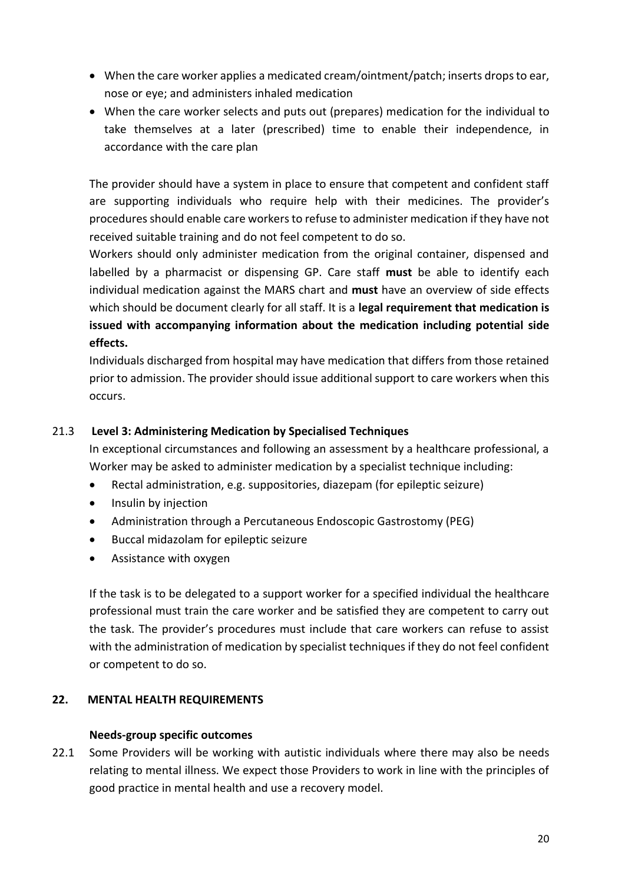- When the care worker applies a medicated cream/ointment/patch; inserts drops to ear, nose or eye; and administers inhaled medication
- When the care worker selects and puts out (prepares) medication for the individual to take themselves at a later (prescribed) time to enable their independence, in accordance with the care plan

The provider should have a system in place to ensure that competent and confident staff are supporting individuals who require help with their medicines. The provider's procedures should enable care workers to refuse to administer medication if they have not received suitable training and do not feel competent to do so.

Workers should only administer medication from the original container, dispensed and labelled by a pharmacist or dispensing GP. Care staff **must** be able to identify each individual medication against the MARS chart and **must** have an overview of side effects which should be document clearly for all staff. It is a **legal requirement that medication is issued with accompanying information about the medication including potential side effects.**

Individuals discharged from hospital may have medication that differs from those retained prior to admission. The provider should issue additional support to care workers when this occurs.

21.3 **Level 3: Administering Medication by Specialised Techniques**

In exceptional circumstances and following an assessment by a healthcare professional, a Worker may be asked to administer medication by a specialist technique including:

- Rectal administration, e.g. suppositories, diazepam (for epileptic seizure)
- Insulin by injection
- Administration through a Percutaneous Endoscopic Gastrostomy (PEG)
- Buccal midazolam for epileptic seizure
- Assistance with oxygen

If the task is to be delegated to a support worker for a specified individual the healthcare professional must train the care worker and be satisfied they are competent to carry out the task. The provider's procedures must include that care workers can refuse to assist with the administration of medication by specialist techniques if they do not feel confident or competent to do so.

## 22. MENTAL HEALTH REQUIREMENTS

**Needs-group specific outcomes**

22.1 Some Providers will be working with autistic individuals where there may also be needs relating to mental illness. We expect those Providers to work in line with the principles of good practice in mental health and use a recovery model.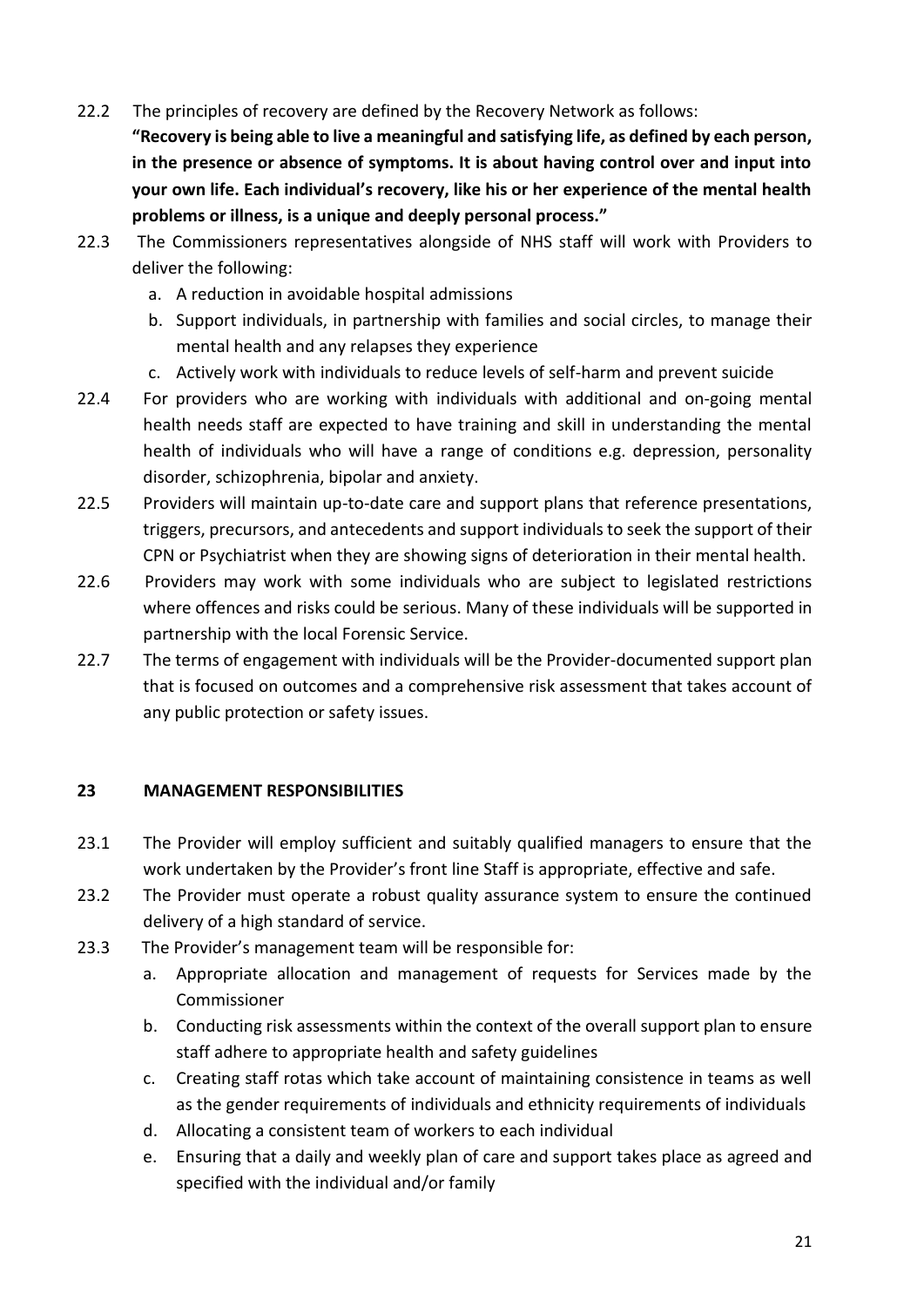22.2 The principles of recovery are defined by the Recovery Network as follows:
**"Recovery is being able to live a meaningful and satisfying life, as defined by each person, in the presence or absence of symptoms. It is about having control over and input into your own life. Each individual's recovery, like his or her experience of the mental health problems or illness, is a unique and deeply personal process."**

22.3 The Commissioners representatives alongside of NHS staff will work with Providers to deliver the following:

a. A reduction in avoidable hospital admissions
b. Support individuals, in partnership with families and social circles, to manage their mental health and any relapses they experience
c. Actively work with individuals to reduce levels of self-harm and prevent suicide

22.4 For providers who are working with individuals with additional and on-going mental health needs staff are expected to have training and skill in understanding the mental health of individuals who will have a range of conditions e.g. depression, personality disorder, schizophrenia, bipolar and anxiety.

22.5 Providers will maintain up-to-date care and support plans that reference presentations, triggers, precursors, and antecedents and support individuals to seek the support of their CPN or Psychiatrist when they are showing signs of deterioration in their mental health.

22.6 Providers may work with some individuals who are subject to legislated restrictions where offences and risks could be serious. Many of these individuals will be supported in partnership with the local Forensic Service.

22.7 The terms of engagement with individuals will be the Provider-documented support plan that is focused on outcomes and a comprehensive risk assessment that takes account of any public protection or safety issues.

## 23 MANAGEMENT RESPONSIBILITIES

23.1 The Provider will employ sufficient and suitably qualified managers to ensure that the work undertaken by the Provider's front line Staff is appropriate, effective and safe.

23.2 The Provider must operate a robust quality assurance system to ensure the continued delivery of a high standard of service.

23.3 The Provider's management team will be responsible for:

a. Appropriate allocation and management of requests for Services made by the Commissioner
b. Conducting risk assessments within the context of the overall support plan to ensure staff adhere to appropriate health and safety guidelines
c. Creating staff rotas which take account of maintaining consistence in teams as well as the gender requirements of individuals and ethnicity requirements of individuals
d. Allocating a consistent team of workers to each individual
e. Ensuring that a daily and weekly plan of care and support takes place as agreed and specified with the individual and/or family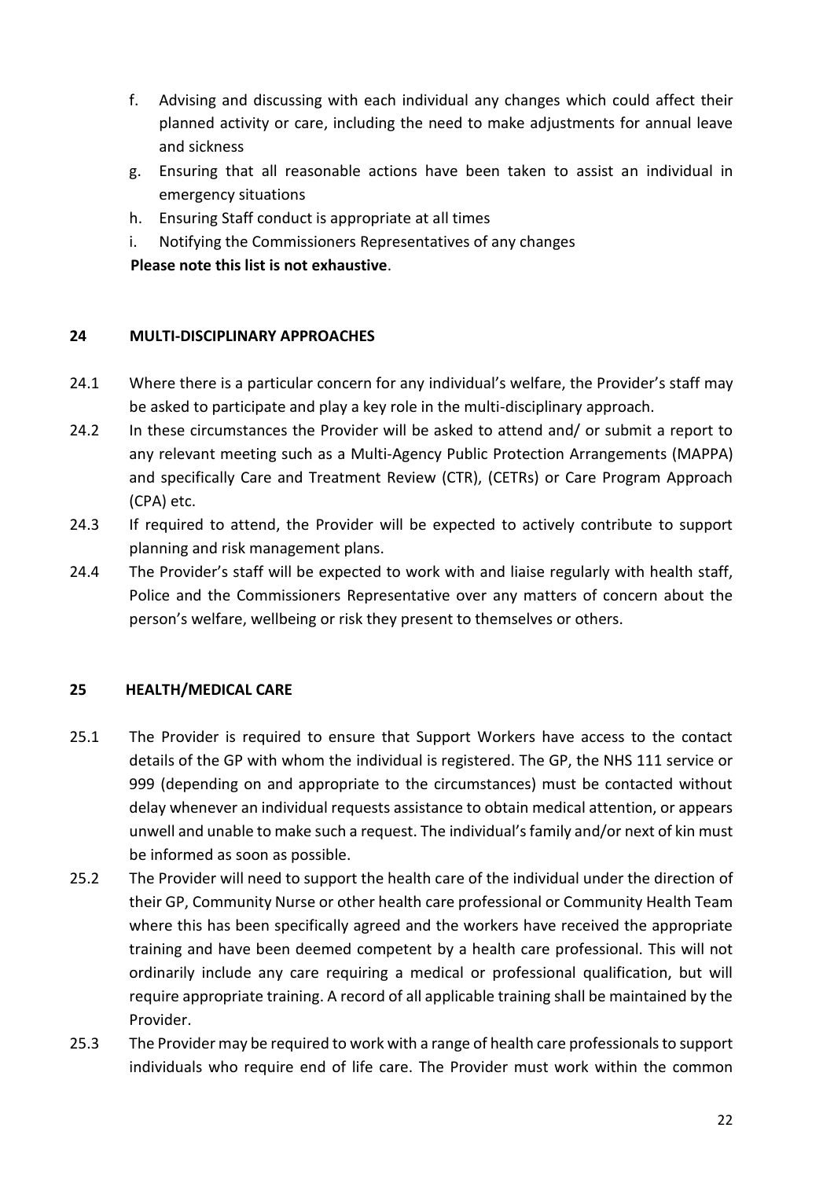f. Advising and discussing with each individual any changes which could affect their planned activity or care, including the need to make adjustments for annual leave and sickness
g. Ensuring that all reasonable actions have been taken to assist an individual in emergency situations
h. Ensuring Staff conduct is appropriate at all times
i. Notifying the Commissioners Representatives of any changes

**Please note this list is not exhaustive**.

## 24 MULTI-DISCIPLINARY APPROACHES

24.1 Where there is a particular concern for any individual's welfare, the Provider's staff may be asked to participate and play a key role in the multi-disciplinary approach.

24.2 In these circumstances the Provider will be asked to attend and/ or submit a report to any relevant meeting such as a Multi-Agency Public Protection Arrangements (MAPPA) and specifically Care and Treatment Review (CTR), (CETRs) or Care Program Approach (CPA) etc.

24.3 If required to attend, the Provider will be expected to actively contribute to support planning and risk management plans.

24.4 The Provider's staff will be expected to work with and liaise regularly with health staff, Police and the Commissioners Representative over any matters of concern about the person's welfare, wellbeing or risk they present to themselves or others.

## 25 HEALTH/MEDICAL CARE

25.1 The Provider is required to ensure that Support Workers have access to the contact details of the GP with whom the individual is registered. The GP, the NHS 111 service or 999 (depending on and appropriate to the circumstances) must be contacted without delay whenever an individual requests assistance to obtain medical attention, or appears unwell and unable to make such a request. The individual's family and/or next of kin must be informed as soon as possible.

25.2 The Provider will need to support the health care of the individual under the direction of their GP, Community Nurse or other health care professional or Community Health Team where this has been specifically agreed and the workers have received the appropriate training and have been deemed competent by a health care professional. This will not ordinarily include any care requiring a medical or professional qualification, but will require appropriate training. A record of all applicable training shall be maintained by the Provider.

25.3 The Provider may be required to work with a range of health care professionals to support individuals who require end of life care. The Provider must work within the common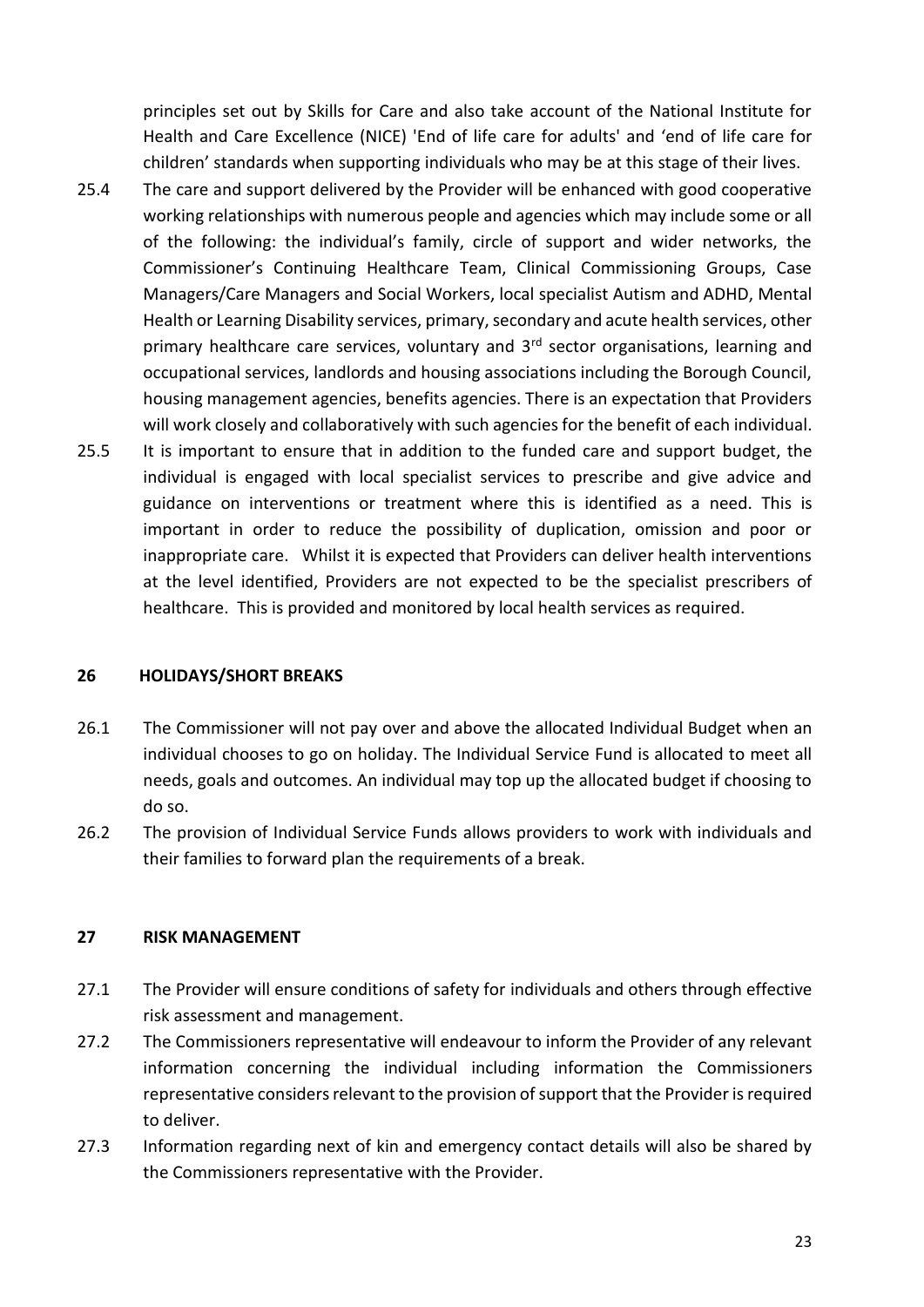principles set out by Skills for Care and also take account of the National Institute for Health and Care Excellence (NICE) 'End of life care for adults' and 'end of life care for children' standards when supporting individuals who may be at this stage of their lives.

25.4 The care and support delivered by the Provider will be enhanced with good cooperative working relationships with numerous people and agencies which may include some or all of the following: the individual's family, circle of support and wider networks, the Commissioner's Continuing Healthcare Team, Clinical Commissioning Groups, Case Managers/Care Managers and Social Workers, local specialist Autism and ADHD, Mental Health or Learning Disability services, primary, secondary and acute health services, other primary healthcare care services, voluntary and 3rd sector organisations, learning and occupational services, landlords and housing associations including the Borough Council, housing management agencies, benefits agencies. There is an expectation that Providers will work closely and collaboratively with such agencies for the benefit of each individual.

25.5 It is important to ensure that in addition to the funded care and support budget, the individual is engaged with local specialist services to prescribe and give advice and guidance on interventions or treatment where this is identified as a need. This is important in order to reduce the possibility of duplication, omission and poor or inappropriate care. Whilst it is expected that Providers can deliver health interventions at the level identified, Providers are not expected to be the specialist prescribers of healthcare. This is provided and monitored by local health services as required.

## 26 HOLIDAYS/SHORT BREAKS

26.1 The Commissioner will not pay over and above the allocated Individual Budget when an individual chooses to go on holiday. The Individual Service Fund is allocated to meet all needs, goals and outcomes. An individual may top up the allocated budget if choosing to do so.

26.2 The provision of Individual Service Funds allows providers to work with individuals and their families to forward plan the requirements of a break.

## 27 RISK MANAGEMENT

27.1 The Provider will ensure conditions of safety for individuals and others through effective risk assessment and management.

27.2 The Commissioners representative will endeavour to inform the Provider of any relevant information concerning the individual including information the Commissioners representative considers relevant to the provision of support that the Provider is required to deliver.

27.3 Information regarding next of kin and emergency contact details will also be shared by the Commissioners representative with the Provider.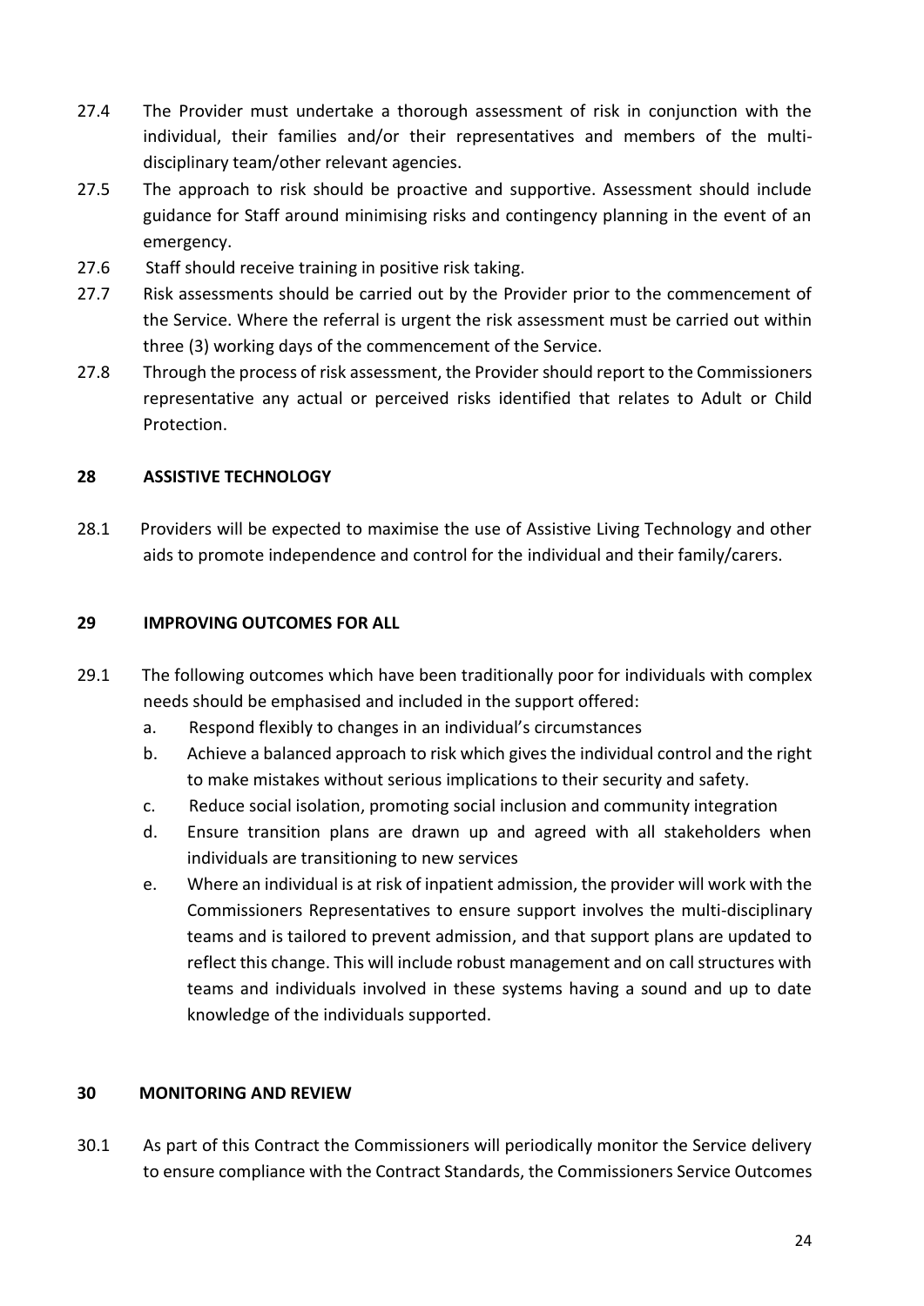27.4 The Provider must undertake a thorough assessment of risk in conjunction with the individual, their families and/or their representatives and members of the multi-disciplinary team/other relevant agencies.

27.5 The approach to risk should be proactive and supportive. Assessment should include guidance for Staff around minimising risks and contingency planning in the event of an emergency.

27.6 Staff should receive training in positive risk taking.

27.7 Risk assessments should be carried out by the Provider prior to the commencement of the Service. Where the referral is urgent the risk assessment must be carried out within three (3) working days of the commencement of the Service.

27.8 Through the process of risk assessment, the Provider should report to the Commissioners representative any actual or perceived risks identified that relates to Adult or Child Protection.

## 28 ASSISTIVE TECHNOLOGY

28.1 Providers will be expected to maximise the use of Assistive Living Technology and other aids to promote independence and control for the individual and their family/carers.

## 29 IMPROVING OUTCOMES FOR ALL

29.1 The following outcomes which have been traditionally poor for individuals with complex needs should be emphasised and included in the support offered:

a. Respond flexibly to changes in an individual's circumstances

b. Achieve a balanced approach to risk which gives the individual control and the right to make mistakes without serious implications to their security and safety.

c. Reduce social isolation, promoting social inclusion and community integration

d. Ensure transition plans are drawn up and agreed with all stakeholders when individuals are transitioning to new services

e. Where an individual is at risk of inpatient admission, the provider will work with the Commissioners Representatives to ensure support involves the multi-disciplinary teams and is tailored to prevent admission, and that support plans are updated to reflect this change. This will include robust management and on call structures with teams and individuals involved in these systems having a sound and up to date knowledge of the individuals supported.

## 30 MONITORING AND REVIEW

30.1 As part of this Contract the Commissioners will periodically monitor the Service delivery to ensure compliance with the Contract Standards, the Commissioners Service Outcomes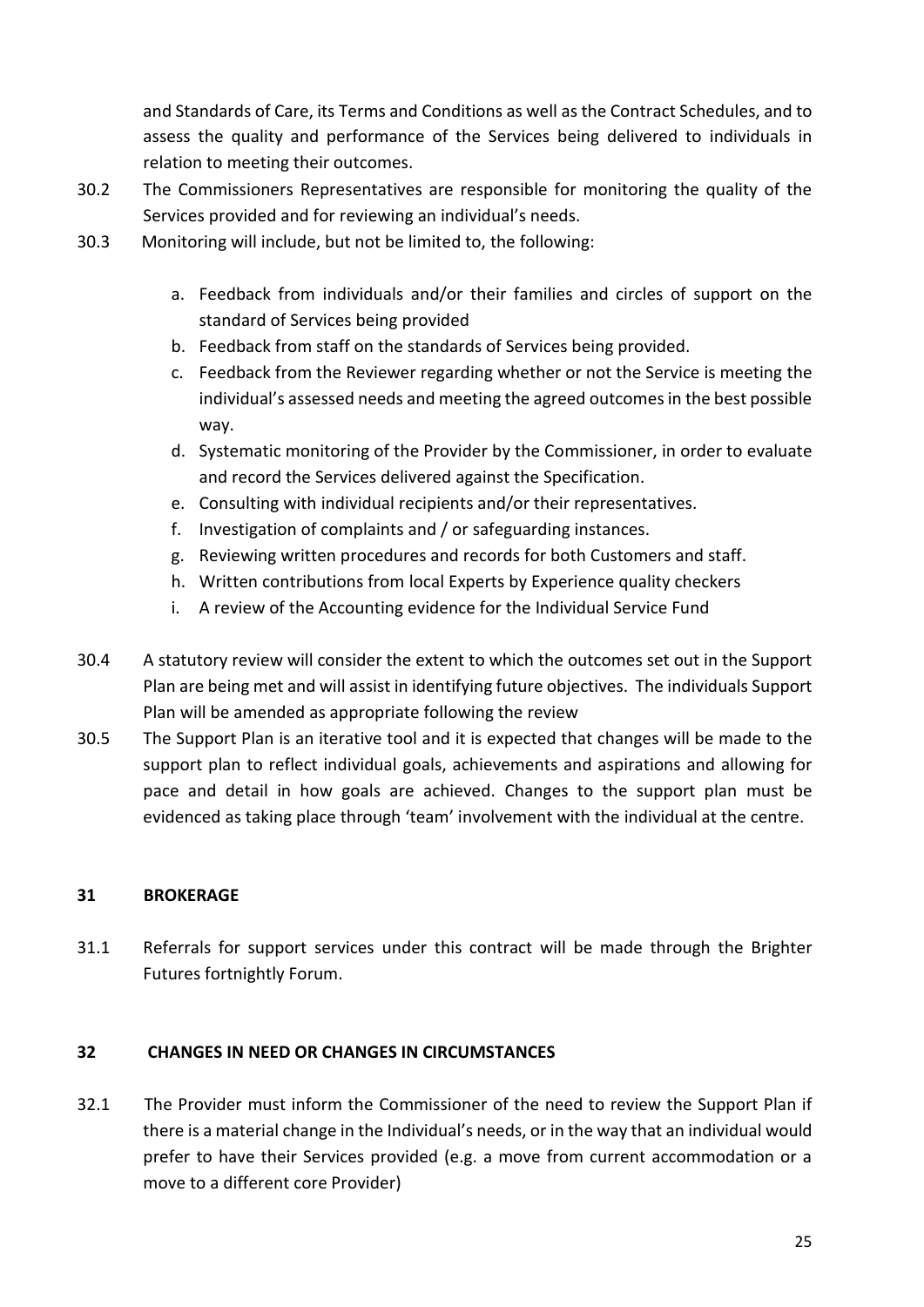and Standards of Care, its Terms and Conditions as well as the Contract Schedules, and to assess the quality and performance of the Services being delivered to individuals in relation to meeting their outcomes.

30.2 The Commissioners Representatives are responsible for monitoring the quality of the Services provided and for reviewing an individual's needs.

30.3 Monitoring will include, but not be limited to, the following:

a. Feedback from individuals and/or their families and circles of support on the standard of Services being provided
b. Feedback from staff on the standards of Services being provided.
c. Feedback from the Reviewer regarding whether or not the Service is meeting the individual's assessed needs and meeting the agreed outcomes in the best possible way.
d. Systematic monitoring of the Provider by the Commissioner, in order to evaluate and record the Services delivered against the Specification.
e. Consulting with individual recipients and/or their representatives.
f. Investigation of complaints and / or safeguarding instances.
g. Reviewing written procedures and records for both Customers and staff.
h. Written contributions from local Experts by Experience quality checkers
i. A review of the Accounting evidence for the Individual Service Fund

30.4 A statutory review will consider the extent to which the outcomes set out in the Support Plan are being met and will assist in identifying future objectives. The individuals Support Plan will be amended as appropriate following the review

30.5 The Support Plan is an iterative tool and it is expected that changes will be made to the support plan to reflect individual goals, achievements and aspirations and allowing for pace and detail in how goals are achieved. Changes to the support plan must be evidenced as taking place through 'team' involvement with the individual at the centre.

## 31 BROKERAGE

31.1 Referrals for support services under this contract will be made through the Brighter Futures fortnightly Forum.

## 32 CHANGES IN NEED OR CHANGES IN CIRCUMSTANCES

32.1 The Provider must inform the Commissioner of the need to review the Support Plan if there is a material change in the Individual's needs, or in the way that an individual would prefer to have their Services provided (e.g. a move from current accommodation or a move to a different core Provider)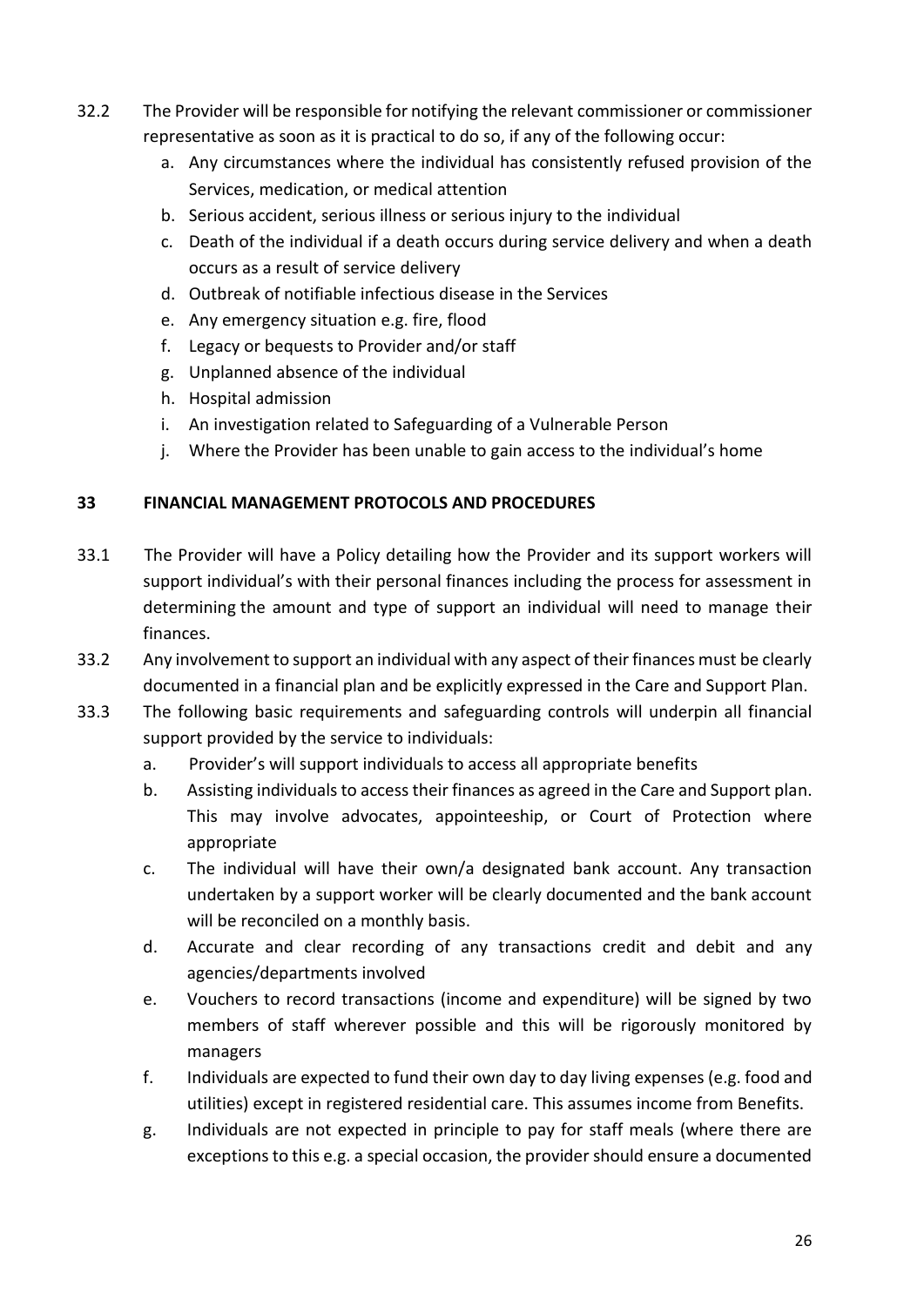32.2 The Provider will be responsible for notifying the relevant commissioner or commissioner representative as soon as it is practical to do so, if any of the following occur:

a. Any circumstances where the individual has consistently refused provision of the Services, medication, or medical attention
b. Serious accident, serious illness or serious injury to the individual
c. Death of the individual if a death occurs during service delivery and when a death occurs as a result of service delivery
d. Outbreak of notifiable infectious disease in the Services
e. Any emergency situation e.g. fire, flood
f. Legacy or bequests to Provider and/or staff
g. Unplanned absence of the individual
h. Hospital admission
i. An investigation related to Safeguarding of a Vulnerable Person
j. Where the Provider has been unable to gain access to the individual's home

## 33 FINANCIAL MANAGEMENT PROTOCOLS AND PROCEDURES

33.1 The Provider will have a Policy detailing how the Provider and its support workers will support individual's with their personal finances including the process for assessment in determining the amount and type of support an individual will need to manage their finances.

33.2 Any involvement to support an individual with any aspect of their finances must be clearly documented in a financial plan and be explicitly expressed in the Care and Support Plan.

33.3 The following basic requirements and safeguarding controls will underpin all financial support provided by the service to individuals:

a. Provider's will support individuals to access all appropriate benefits
b. Assisting individuals to access their finances as agreed in the Care and Support plan. This may involve advocates, appointeeship, or Court of Protection where appropriate
c. The individual will have their own/a designated bank account. Any transaction undertaken by a support worker will be clearly documented and the bank account will be reconciled on a monthly basis.
d. Accurate and clear recording of any transactions credit and debit and any agencies/departments involved
e. Vouchers to record transactions (income and expenditure) will be signed by two members of staff wherever possible and this will be rigorously monitored by managers
f. Individuals are expected to fund their own day to day living expenses (e.g. food and utilities) except in registered residential care. This assumes income from Benefits.
g. Individuals are not expected in principle to pay for staff meals (where there are exceptions to this e.g. a special occasion, the provider should ensure a documented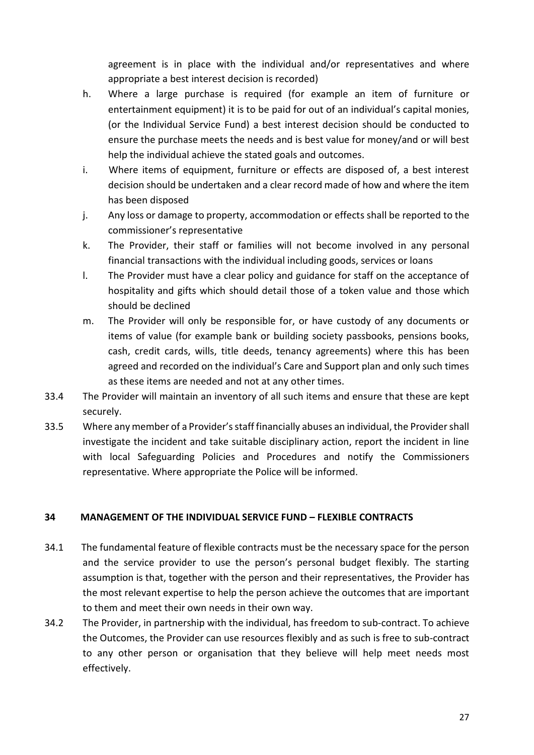agreement is in place with the individual and/or representatives and where appropriate a best interest decision is recorded)

h. Where a large purchase is required (for example an item of furniture or entertainment equipment) it is to be paid for out of an individual's capital monies, (or the Individual Service Fund) a best interest decision should be conducted to ensure the purchase meets the needs and is best value for money/and or will best help the individual achieve the stated goals and outcomes.

i. Where items of equipment, furniture or effects are disposed of, a best interest decision should be undertaken and a clear record made of how and where the item has been disposed

j. Any loss or damage to property, accommodation or effects shall be reported to the commissioner's representative

k. The Provider, their staff or families will not become involved in any personal financial transactions with the individual including goods, services or loans

l. The Provider must have a clear policy and guidance for staff on the acceptance of hospitality and gifts which should detail those of a token value and those which should be declined

m. The Provider will only be responsible for, or have custody of any documents or items of value (for example bank or building society passbooks, pensions books, cash, credit cards, wills, title deeds, tenancy agreements) where this has been agreed and recorded on the individual's Care and Support plan and only such times as these items are needed and not at any other times.

33.4 The Provider will maintain an inventory of all such items and ensure that these are kept securely.

33.5 Where any member of a Provider's staff financially abuses an individual, the Provider shall investigate the incident and take suitable disciplinary action, report the incident in line with local Safeguarding Policies and Procedures and notify the Commissioners representative. Where appropriate the Police will be informed.

## 34 MANAGEMENT OF THE INDIVIDUAL SERVICE FUND – FLEXIBLE CONTRACTS

34.1 The fundamental feature of flexible contracts must be the necessary space for the person and the service provider to use the person's personal budget flexibly. The starting assumption is that, together with the person and their representatives, the Provider has the most relevant expertise to help the person achieve the outcomes that are important to them and meet their own needs in their own way.

34.2 The Provider, in partnership with the individual, has freedom to sub-contract. To achieve the Outcomes, the Provider can use resources flexibly and as such is free to sub-contract to any other person or organisation that they believe will help meet needs most effectively.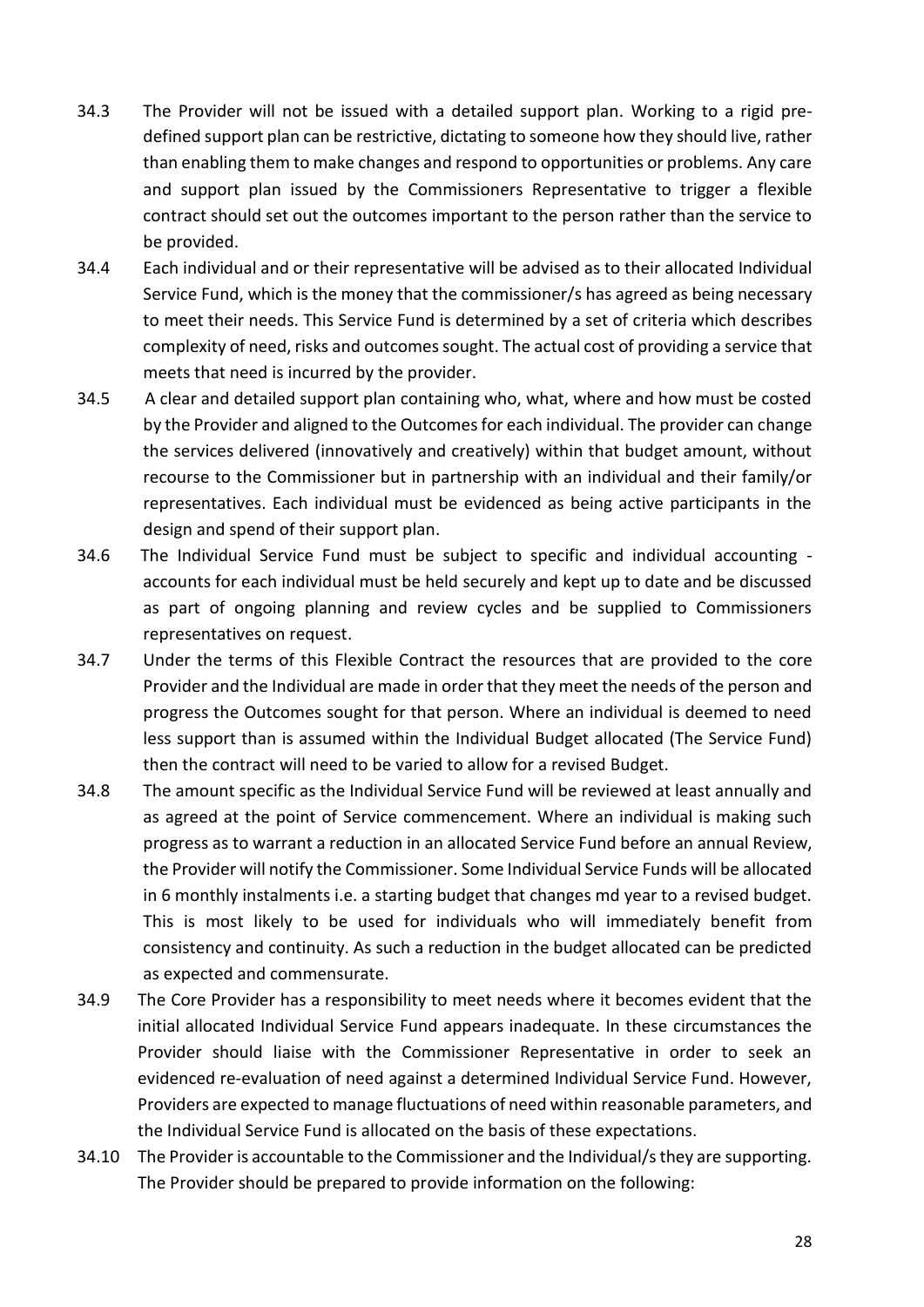34.3 The Provider will not be issued with a detailed support plan. Working to a rigid pre-defined support plan can be restrictive, dictating to someone how they should live, rather than enabling them to make changes and respond to opportunities or problems. Any care and support plan issued by the Commissioners Representative to trigger a flexible contract should set out the outcomes important to the person rather than the service to be provided.

34.4 Each individual and or their representative will be advised as to their allocated Individual Service Fund, which is the money that the commissioner/s has agreed as being necessary to meet their needs. This Service Fund is determined by a set of criteria which describes complexity of need, risks and outcomes sought. The actual cost of providing a service that meets that need is incurred by the provider.

34.5 A clear and detailed support plan containing who, what, where and how must be costed by the Provider and aligned to the Outcomes for each individual. The provider can change the services delivered (innovatively and creatively) within that budget amount, without recourse to the Commissioner but in partnership with an individual and their family/or representatives. Each individual must be evidenced as being active participants in the design and spend of their support plan.

34.6 The Individual Service Fund must be subject to specific and individual accounting - accounts for each individual must be held securely and kept up to date and be discussed as part of ongoing planning and review cycles and be supplied to Commissioners representatives on request.

34.7 Under the terms of this Flexible Contract the resources that are provided to the core Provider and the Individual are made in order that they meet the needs of the person and progress the Outcomes sought for that person. Where an individual is deemed to need less support than is assumed within the Individual Budget allocated (The Service Fund) then the contract will need to be varied to allow for a revised Budget.

34.8 The amount specific as the Individual Service Fund will be reviewed at least annually and as agreed at the point of Service commencement. Where an individual is making such progress as to warrant a reduction in an allocated Service Fund before an annual Review, the Provider will notify the Commissioner. Some Individual Service Funds will be allocated in 6 monthly instalments i.e. a starting budget that changes md year to a revised budget. This is most likely to be used for individuals who will immediately benefit from consistency and continuity. As such a reduction in the budget allocated can be predicted as expected and commensurate.

34.9 The Core Provider has a responsibility to meet needs where it becomes evident that the initial allocated Individual Service Fund appears inadequate. In these circumstances the Provider should liaise with the Commissioner Representative in order to seek an evidenced re-evaluation of need against a determined Individual Service Fund. However, Providers are expected to manage fluctuations of need within reasonable parameters, and the Individual Service Fund is allocated on the basis of these expectations.

34.10 The Provider is accountable to the Commissioner and the Individual/s they are supporting. The Provider should be prepared to provide information on the following: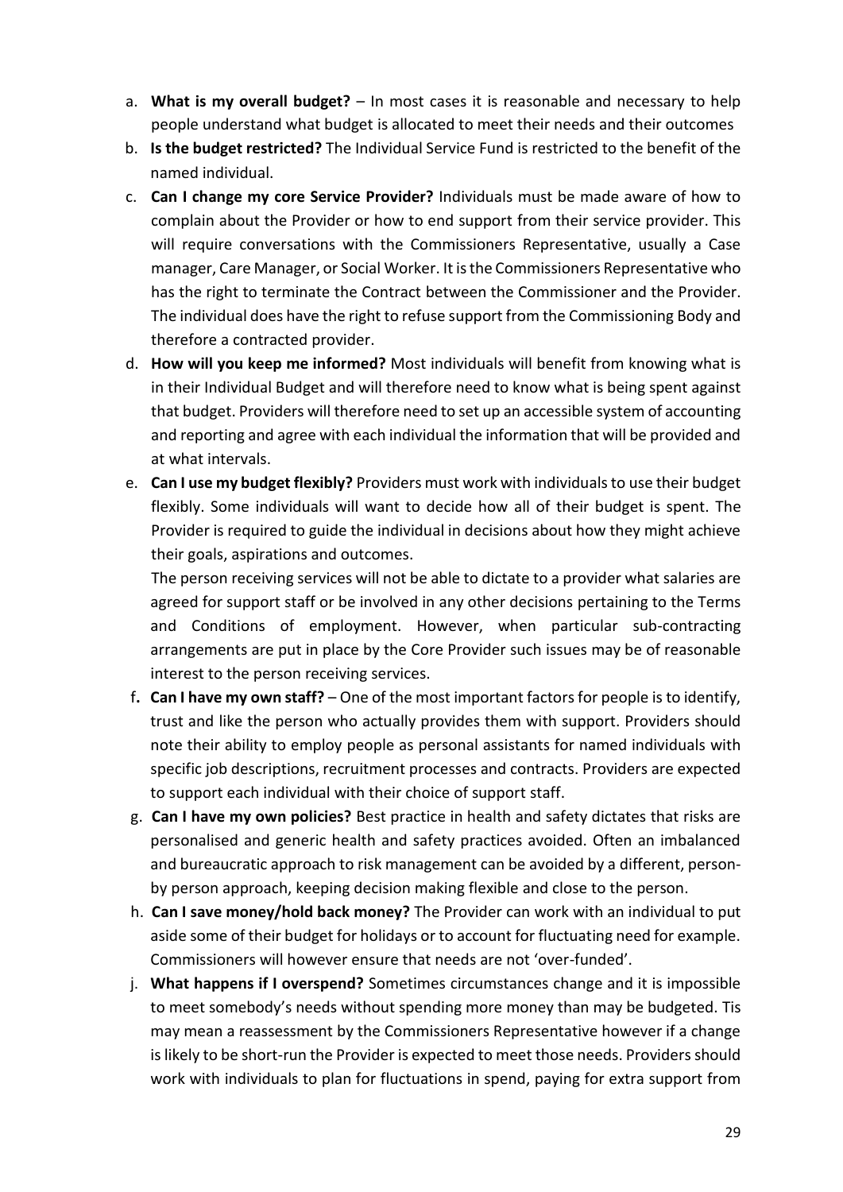a. **What is my overall budget?** – In most cases it is reasonable and necessary to help people understand what budget is allocated to meet their needs and their outcomes

b. **Is the budget restricted?** The Individual Service Fund is restricted to the benefit of the named individual.

c. **Can I change my core Service Provider?** Individuals must be made aware of how to complain about the Provider or how to end support from their service provider. This will require conversations with the Commissioners Representative, usually a Case manager, Care Manager, or Social Worker. It is the Commissioners Representative who has the right to terminate the Contract between the Commissioner and the Provider. The individual does have the right to refuse support from the Commissioning Body and therefore a contracted provider.

d. **How will you keep me informed?** Most individuals will benefit from knowing what is in their Individual Budget and will therefore need to know what is being spent against that budget. Providers will therefore need to set up an accessible system of accounting and reporting and agree with each individual the information that will be provided and at what intervals.

e. **Can I use my budget flexibly?** Providers must work with individuals to use their budget flexibly. Some individuals will want to decide how all of their budget is spent. The Provider is required to guide the individual in decisions about how they might achieve their goals, aspirations and outcomes.

   The person receiving services will not be able to dictate to a provider what salaries are agreed for support staff or be involved in any other decisions pertaining to the Terms and Conditions of employment. However, when particular sub-contracting arrangements are put in place by the Core Provider such issues may be of reasonable interest to the person receiving services.

f. **Can I have my own staff?** – One of the most important factors for people is to identify, trust and like the person who actually provides them with support. Providers should note their ability to employ people as personal assistants for named individuals with specific job descriptions, recruitment processes and contracts. Providers are expected to support each individual with their choice of support staff.

g. **Can I have my own policies?** Best practice in health and safety dictates that risks are personalised and generic health and safety practices avoided. Often an imbalanced and bureaucratic approach to risk management can be avoided by a different, person-by person approach, keeping decision making flexible and close to the person.

h. **Can I save money/hold back money?** The Provider can work with an individual to put aside some of their budget for holidays or to account for fluctuating need for example. Commissioners will however ensure that needs are not 'over-funded'.

j. **What happens if I overspend?** Sometimes circumstances change and it is impossible to meet somebody's needs without spending more money than may be budgeted. Tis may mean a reassessment by the Commissioners Representative however if a change is likely to be short-run the Provider is expected to meet those needs. Providers should work with individuals to plan for fluctuations in spend, paying for extra support from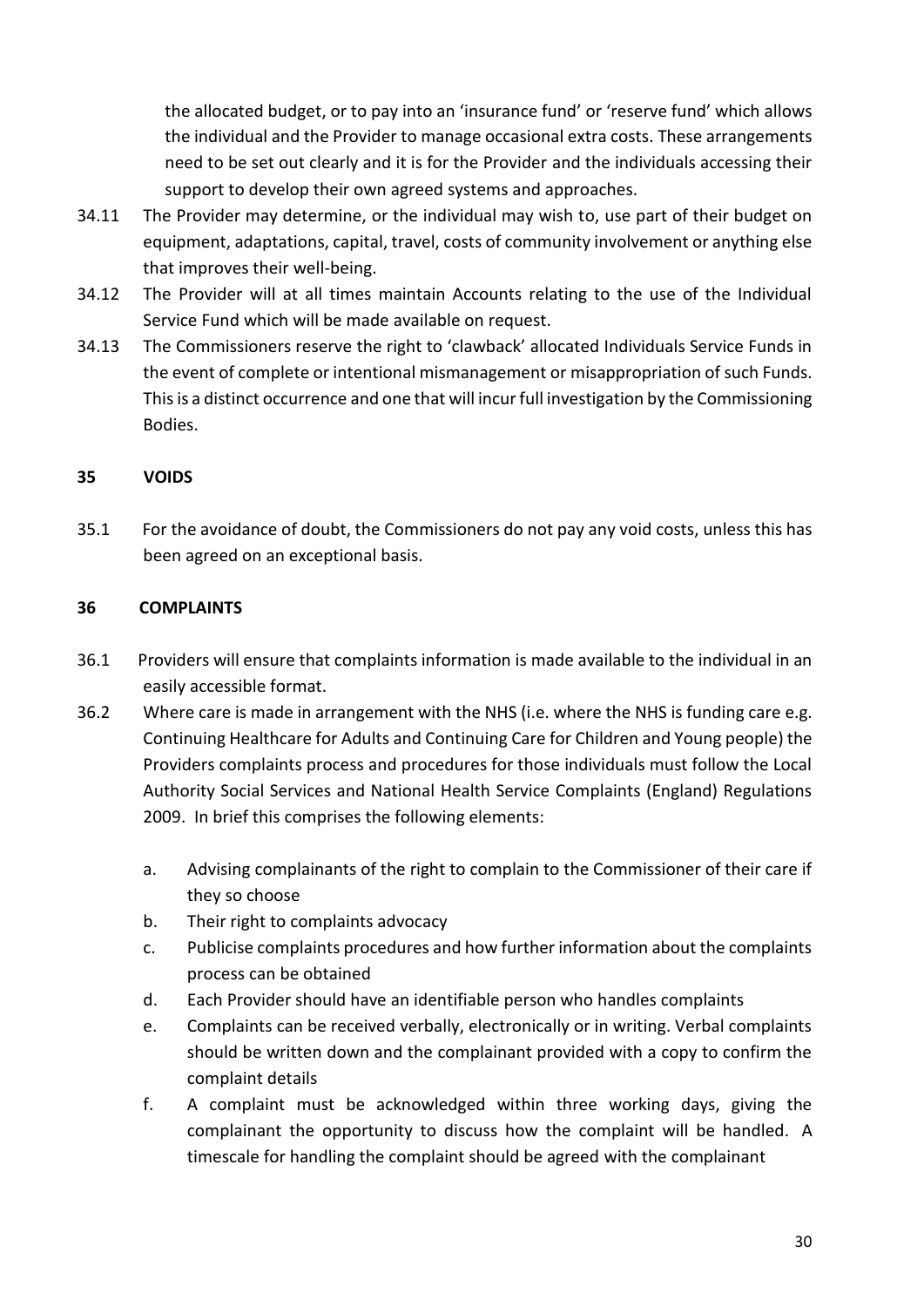the allocated budget, or to pay into an 'insurance fund' or 'reserve fund' which allows the individual and the Provider to manage occasional extra costs. These arrangements need to be set out clearly and it is for the Provider and the individuals accessing their support to develop their own agreed systems and approaches.

34.11 The Provider may determine, or the individual may wish to, use part of their budget on equipment, adaptations, capital, travel, costs of community involvement or anything else that improves their well-being.

34.12 The Provider will at all times maintain Accounts relating to the use of the Individual Service Fund which will be made available on request.

34.13 The Commissioners reserve the right to 'clawback' allocated Individuals Service Funds in the event of complete or intentional mismanagement or misappropriation of such Funds. This is a distinct occurrence and one that will incur full investigation by the Commissioning Bodies.

## 35 VOIDS

35.1 For the avoidance of doubt, the Commissioners do not pay any void costs, unless this has been agreed on an exceptional basis.

## 36 COMPLAINTS

36.1 Providers will ensure that complaints information is made available to the individual in an easily accessible format.

36.2 Where care is made in arrangement with the NHS (i.e. where the NHS is funding care e.g. Continuing Healthcare for Adults and Continuing Care for Children and Young people) the Providers complaints process and procedures for those individuals must follow the Local Authority Social Services and National Health Service Complaints (England) Regulations 2009. In brief this comprises the following elements:

a. Advising complainants of the right to complain to the Commissioner of their care if they so choose

b. Their right to complaints advocacy

c. Publicise complaints procedures and how further information about the complaints process can be obtained

d. Each Provider should have an identifiable person who handles complaints

e. Complaints can be received verbally, electronically or in writing. Verbal complaints should be written down and the complainant provided with a copy to confirm the complaint details

f. A complaint must be acknowledged within three working days, giving the complainant the opportunity to discuss how the complaint will be handled. A timescale for handling the complaint should be agreed with the complainant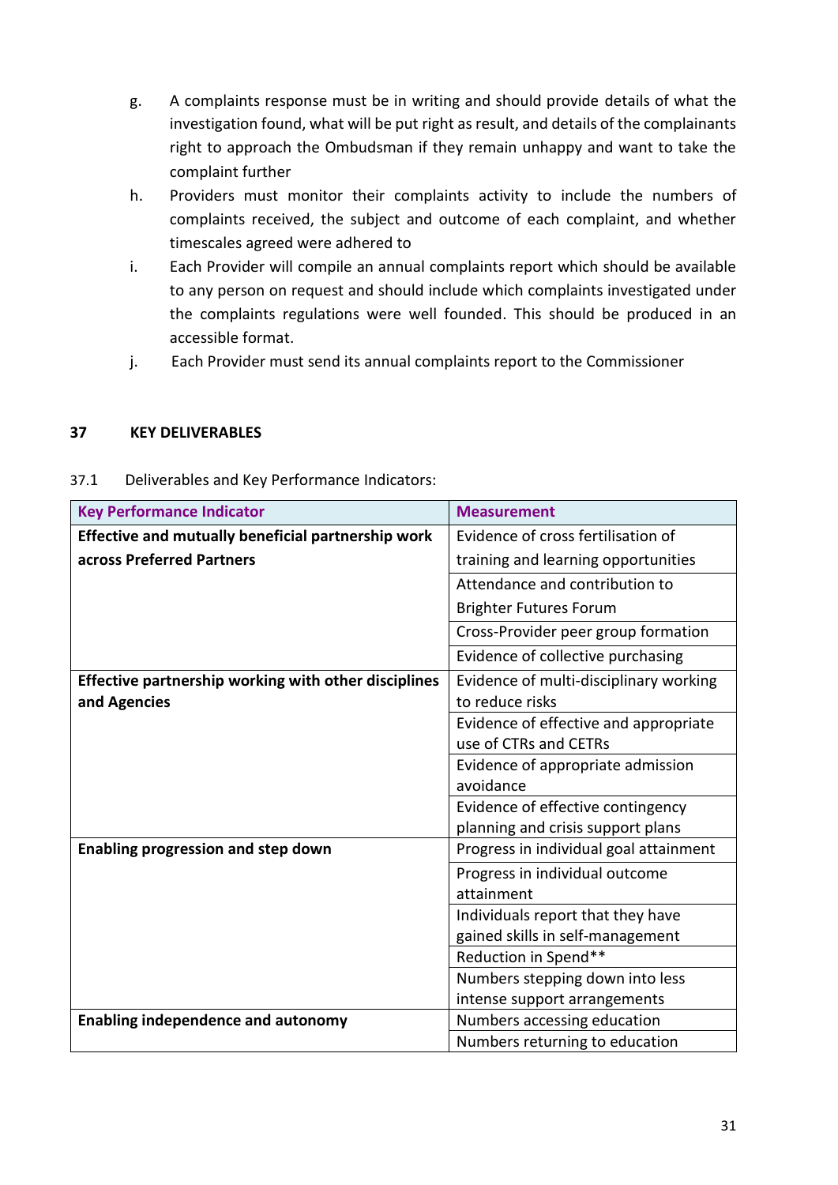g. A complaints response must be in writing and should provide details of what the investigation found, what will be put right as result, and details of the complainants right to approach the Ombudsman if they remain unhappy and want to take the complaint further

h. Providers must monitor their complaints activity to include the numbers of complaints received, the subject and outcome of each complaint, and whether timescales agreed were adhered to

i. Each Provider will compile an annual complaints report which should be available to any person on request and should include which complaints investigated under the complaints regulations were well founded. This should be produced in an accessible format.

j. Each Provider must send its annual complaints report to the Commissioner

## 37 KEY DELIVERABLES

37.1 Deliverables and Key Performance Indicators:

| Key Performance Indicator | Measurement |
|---|---|
| **Effective and mutually beneficial partnership work across Preferred Partners** | Evidence of cross fertilisation of training and learning opportunities |
| | Attendance and contribution to Brighter Futures Forum |
| | Cross-Provider peer group formation |
| | Evidence of collective purchasing |
| **Effective partnership working with other disciplines and Agencies** | Evidence of multi-disciplinary working to reduce risks |
| | Evidence of effective and appropriate use of CTRs and CETRs |
| | Evidence of appropriate admission avoidance |
| | Evidence of effective contingency planning and crisis support plans |
| **Enabling progression and step down** | Progress in individual goal attainment |
| | Progress in individual outcome attainment |
| | Individuals report that they have gained skills in self-management |
| | Reduction in Spend** |
| | Numbers stepping down into less intense support arrangements |
| **Enabling independence and autonomy** | Numbers accessing education |
| | Numbers returning to education |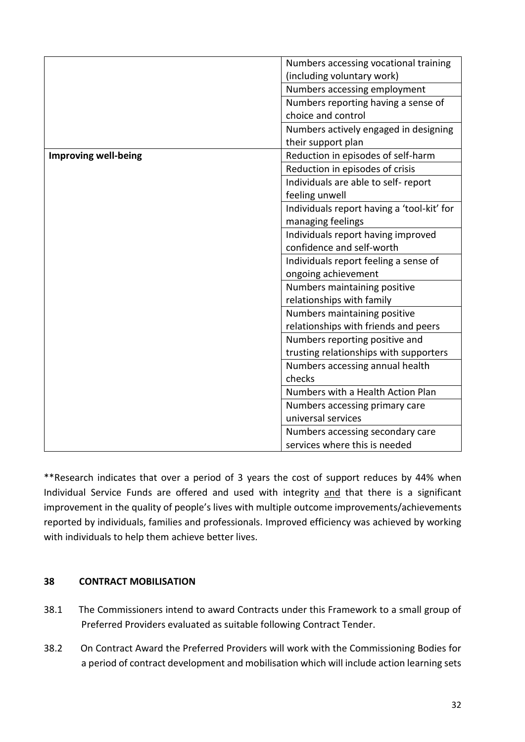| | |
|---|---|
| | Numbers accessing vocational training (including voluntary work) |
| | Numbers accessing employment |
| | Numbers reporting having a sense of choice and control |
| | Numbers actively engaged in designing their support plan |
| **Improving well-being** | Reduction in episodes of self-harm |
| | Reduction in episodes of crisis |
| | Individuals are able to self- report feeling unwell |
| | Individuals report having a 'tool-kit' for managing feelings |
| | Individuals report having improved confidence and self-worth |
| | Individuals report feeling a sense of ongoing achievement |
| | Numbers maintaining positive relationships with family |
| | Numbers maintaining positive relationships with friends and peers |
| | Numbers reporting positive and trusting relationships with supporters |
| | Numbers accessing annual health checks |
| | Numbers with a Health Action Plan |
| | Numbers accessing primary care universal services |
| | Numbers accessing secondary care services where this is needed |

**Research indicates that over a period of 3 years the cost of support reduces by 44% when Individual Service Funds are offered and used with integrity <u>and</u> that there is a significant improvement in the quality of people's lives with multiple outcome improvements/achievements reported by individuals, families and professionals. Improved efficiency was achieved by working with individuals to help them achieve better lives.

## 38 CONTRACT MOBILISATION

38.1 The Commissioners intend to award Contracts under this Framework to a small group of Preferred Providers evaluated as suitable following Contract Tender.

38.2 On Contract Award the Preferred Providers will work with the Commissioning Bodies for a period of contract development and mobilisation which will include action learning sets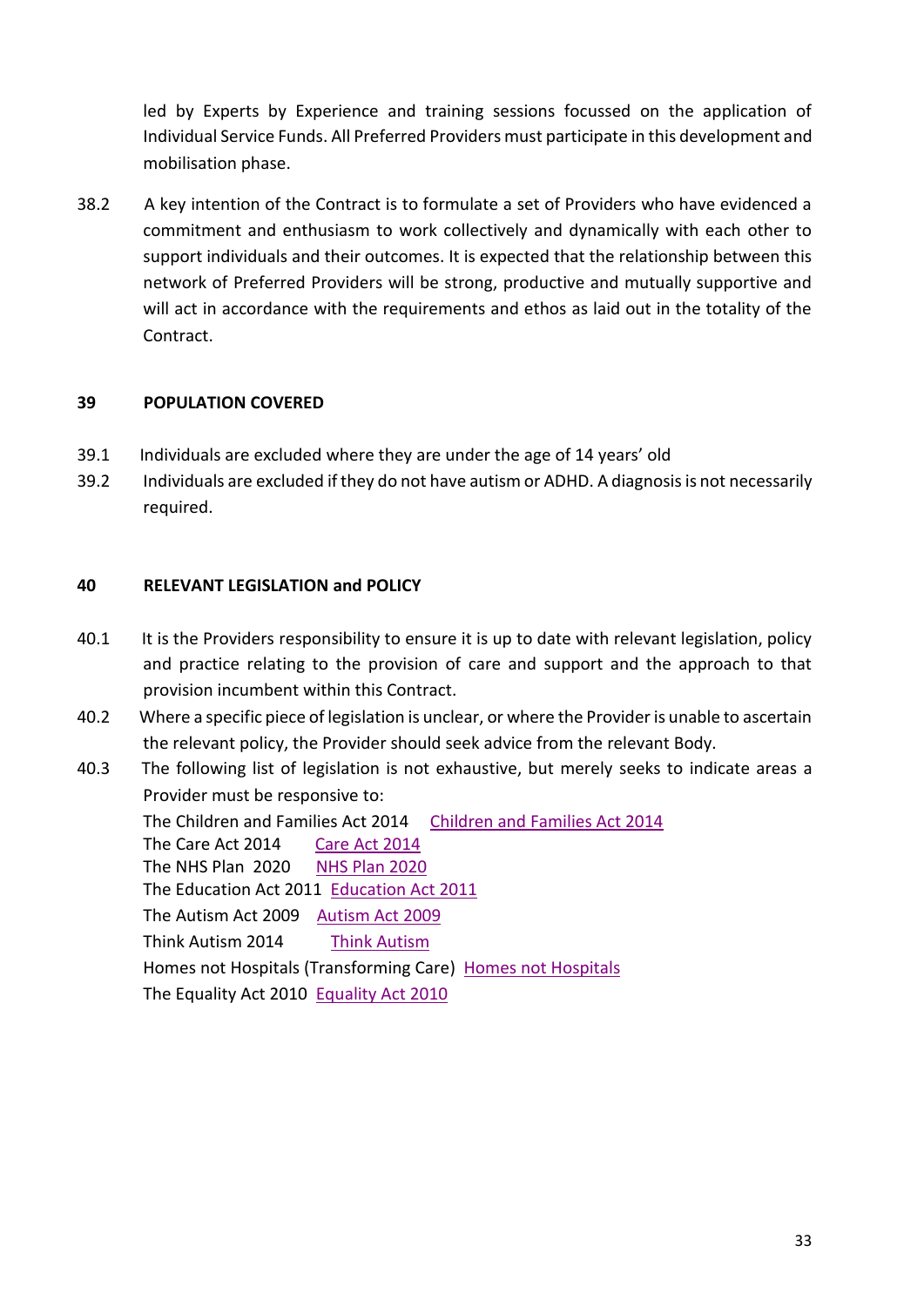led by Experts by Experience and training sessions focussed on the application of Individual Service Funds. All Preferred Providers must participate in this development and mobilisation phase.

38.2 A key intention of the Contract is to formulate a set of Providers who have evidenced a commitment and enthusiasm to work collectively and dynamically with each other to support individuals and their outcomes. It is expected that the relationship between this network of Preferred Providers will be strong, productive and mutually supportive and will act in accordance with the requirements and ethos as laid out in the totality of the Contract.

## 39 POPULATION COVERED

39.1 Individuals are excluded where they are under the age of 14 years' old

39.2 Individuals are excluded if they do not have autism or ADHD. A diagnosis is not necessarily required.

## 40 RELEVANT LEGISLATION and POLICY

40.1 It is the Providers responsibility to ensure it is up to date with relevant legislation, policy and practice relating to the provision of care and support and the approach to that provision incumbent within this Contract.

40.2 Where a specific piece of legislation is unclear, or where the Provider is unable to ascertain the relevant policy, the Provider should seek advice from the relevant Body.

40.3 The following list of legislation is not exhaustive, but merely seeks to indicate areas a Provider must be responsive to:

The Children and Families Act 2014 Children and Families Act 2014
The Care Act 2014 Care Act 2014
The NHS Plan 2020 NHS Plan 2020
The Education Act 2011 Education Act 2011
The Autism Act 2009 Autism Act 2009
Think Autism 2014 Think Autism
Homes not Hospitals (Transforming Care) Homes not Hospitals
The Equality Act 2010 Equality Act 2010